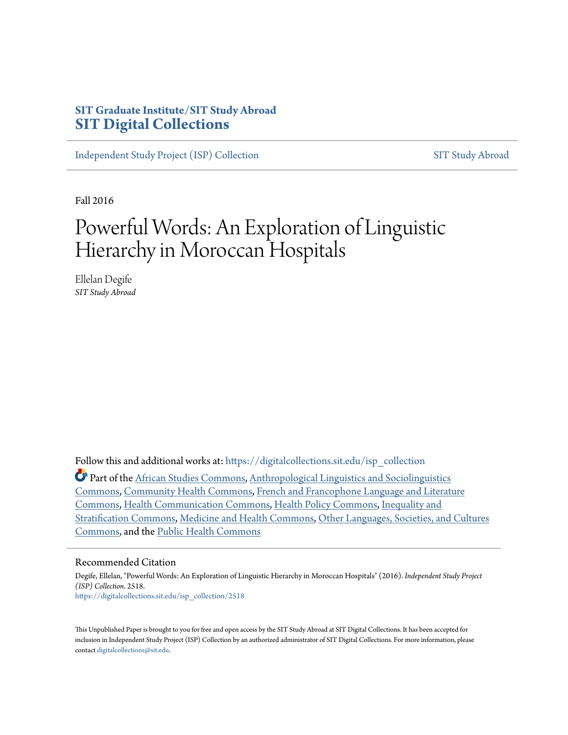SIT Graduate Institute/SIT Study Abroad
**SIT Digital Collections**

Independent Study Project (ISP) Collection | SIT Study Abroad

Fall 2016

# Powerful Words: An Exploration of Linguistic Hierarchy in Moroccan Hospitals

Ellelan Degife
*SIT Study Abroad*

Follow this and additional works at: https://digitalcollections.sit.edu/isp_collection

Part of the African Studies Commons, Anthropological Linguistics and Sociolinguistics Commons, Community Health Commons, French and Francophone Language and Literature Commons, Health Communication Commons, Health Policy Commons, Inequality and Stratification Commons, Medicine and Health Commons, Other Languages, Societies, and Cultures Commons, and the Public Health Commons

## Recommended Citation

Degife, Ellelan, "Powerful Words: An Exploration of Linguistic Hierarchy in Moroccan Hospitals" (2016). *Independent Study Project (ISP) Collection*. 2518.
https://digitalcollections.sit.edu/isp_collection/2518

This Unpublished Paper is brought to you for free and open access by the SIT Study Abroad at SIT Digital Collections. It has been accepted for inclusion in Independent Study Project (ISP) Collection by an authorized administrator of SIT Digital Collections. For more information, please contact digitalcollections@sit.edu.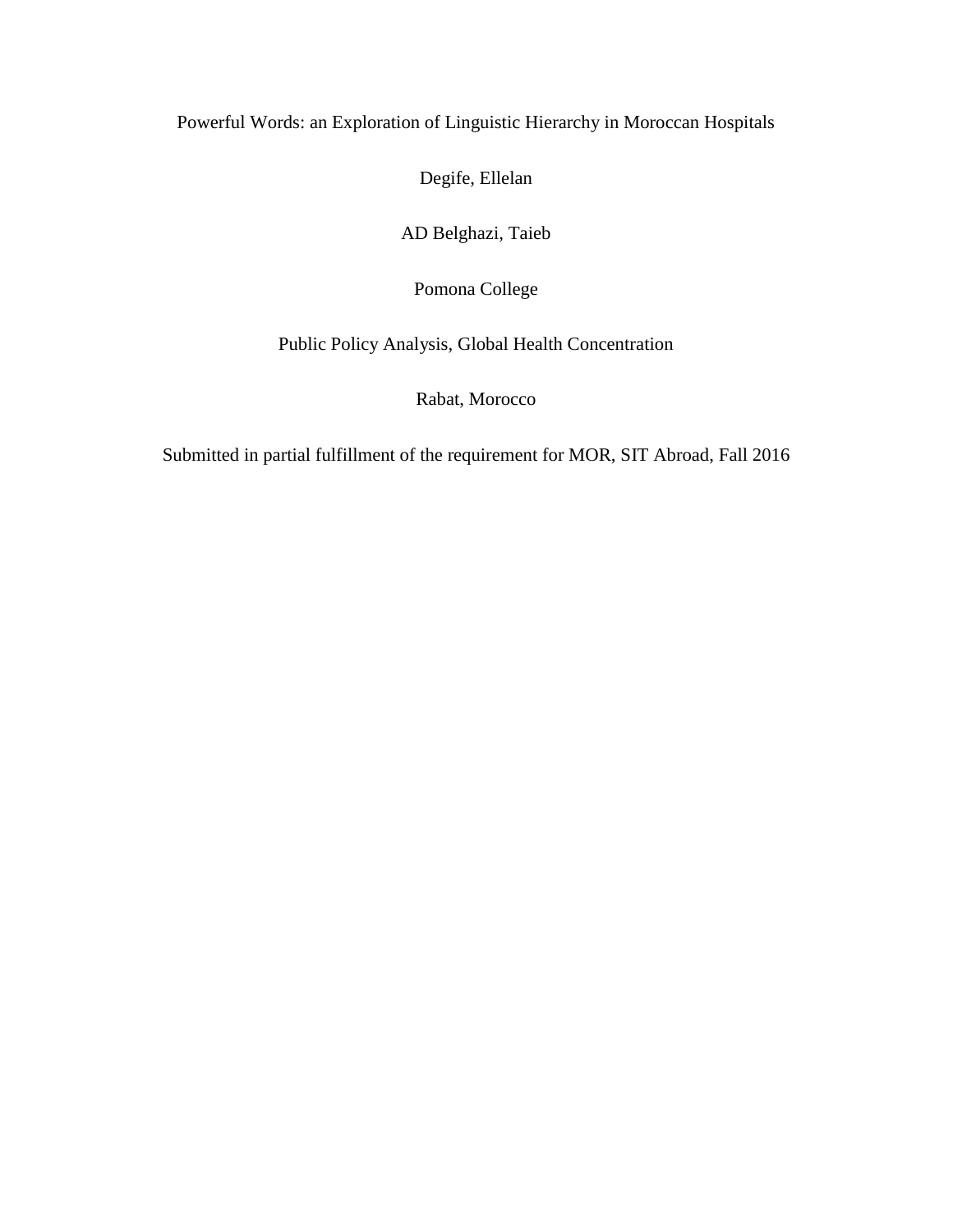Powerful Words: an Exploration of Linguistic Hierarchy in Moroccan Hospitals

Degife, Ellelan

AD Belghazi, Taieb

Pomona College

Public Policy Analysis, Global Health Concentration

Rabat, Morocco

Submitted in partial fulfillment of the requirement for MOR, SIT Abroad, Fall 2016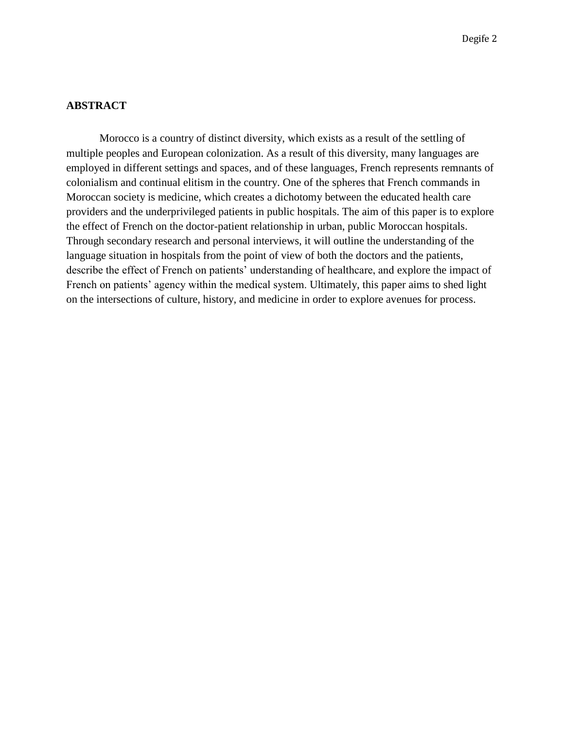## ABSTRACT

Morocco is a country of distinct diversity, which exists as a result of the settling of multiple peoples and European colonization. As a result of this diversity, many languages are employed in different settings and spaces, and of these languages, French represents remnants of colonialism and continual elitism in the country. One of the spheres that French commands in Moroccan society is medicine, which creates a dichotomy between the educated health care providers and the underprivileged patients in public hospitals. The aim of this paper is to explore the effect of French on the doctor-patient relationship in urban, public Moroccan hospitals. Through secondary research and personal interviews, it will outline the understanding of the language situation in hospitals from the point of view of both the doctors and the patients, describe the effect of French on patients' understanding of healthcare, and explore the impact of French on patients' agency within the medical system. Ultimately, this paper aims to shed light on the intersections of culture, history, and medicine in order to explore avenues for process.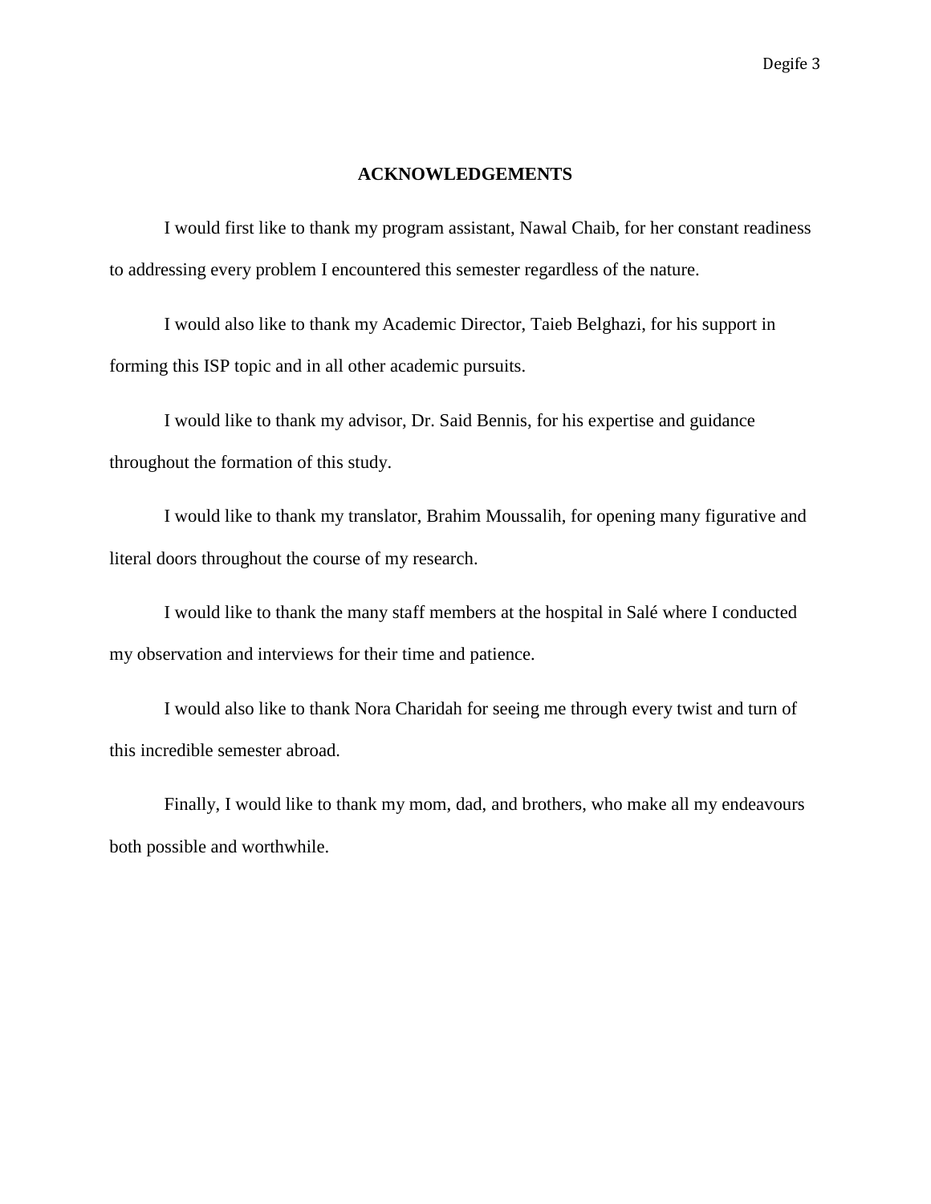## ACKNOWLEDGEMENTS

I would first like to thank my program assistant, Nawal Chaib, for her constant readiness to addressing every problem I encountered this semester regardless of the nature.

I would also like to thank my Academic Director, Taieb Belghazi, for his support in forming this ISP topic and in all other academic pursuits.

I would like to thank my advisor, Dr. Said Bennis, for his expertise and guidance throughout the formation of this study.

I would like to thank my translator, Brahim Moussalih, for opening many figurative and literal doors throughout the course of my research.

I would like to thank the many staff members at the hospital in Salé where I conducted my observation and interviews for their time and patience.

I would also like to thank Nora Charidah for seeing me through every twist and turn of this incredible semester abroad.

Finally, I would like to thank my mom, dad, and brothers, who make all my endeavours both possible and worthwhile.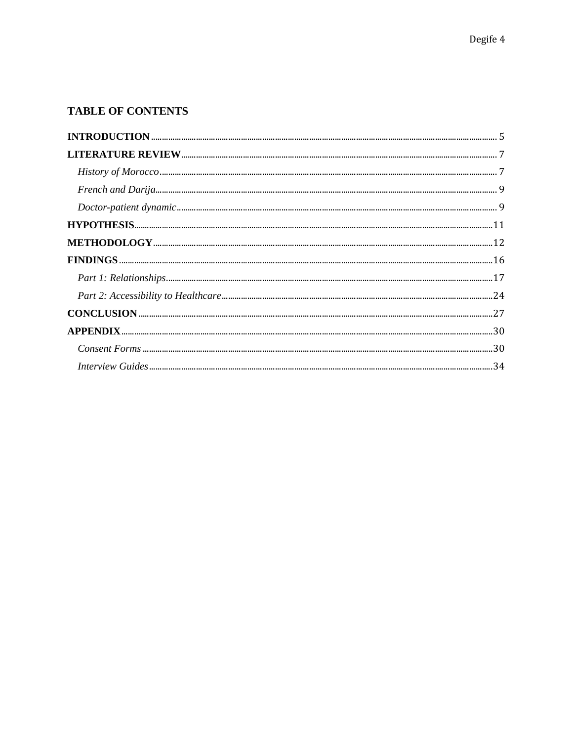## TABLE OF CONTENTS

**INTRODUCTION** ........ 5

**LITERATURE REVIEW** ........ 7

*History of Morocco* ........ 7

*French and Darija* ........ 9

*Doctor-patient dynamic* ........ 9

**HYPOTHESIS** ........ 11

**METHODOLOGY** ........ 12

**FINDINGS** ........ 16

*Part 1: Relationships* ........ 17

*Part 2: Accessibility to Healthcare* ........ 24

**CONCLUSION** ........ 27

**APPENDIX** ........ 30

*Consent Forms* ........ 30

*Interview Guides* ........ 34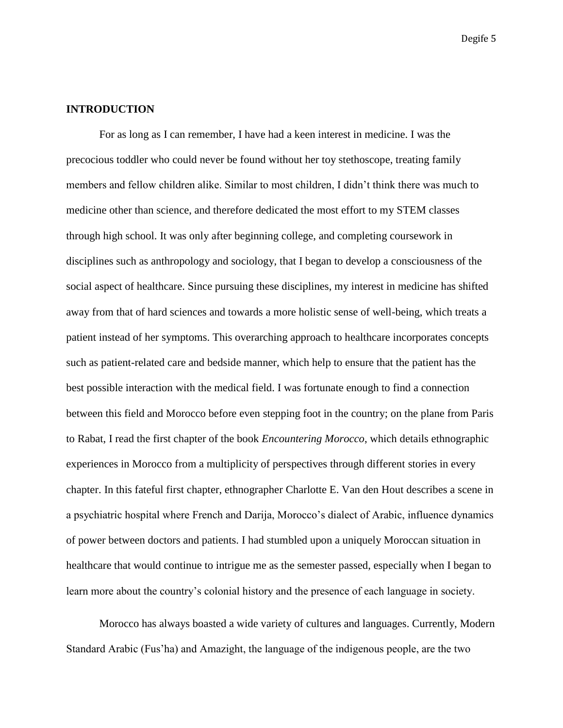## INTRODUCTION

For as long as I can remember, I have had a keen interest in medicine. I was the precocious toddler who could never be found without her toy stethoscope, treating family members and fellow children alike. Similar to most children, I didn't think there was much to medicine other than science, and therefore dedicated the most effort to my STEM classes through high school. It was only after beginning college, and completing coursework in disciplines such as anthropology and sociology, that I began to develop a consciousness of the social aspect of healthcare. Since pursuing these disciplines, my interest in medicine has shifted away from that of hard sciences and towards a more holistic sense of well-being, which treats a patient instead of her symptoms. This overarching approach to healthcare incorporates concepts such as patient-related care and bedside manner, which help to ensure that the patient has the best possible interaction with the medical field. I was fortunate enough to find a connection between this field and Morocco before even stepping foot in the country; on the plane from Paris to Rabat, I read the first chapter of the book *Encountering Morocco*, which details ethnographic experiences in Morocco from a multiplicity of perspectives through different stories in every chapter. In this fateful first chapter, ethnographer Charlotte E. Van den Hout describes a scene in a psychiatric hospital where French and Darija, Morocco's dialect of Arabic, influence dynamics of power between doctors and patients. I had stumbled upon a uniquely Moroccan situation in healthcare that would continue to intrigue me as the semester passed, especially when I began to learn more about the country's colonial history and the presence of each language in society.

Morocco has always boasted a wide variety of cultures and languages. Currently, Modern Standard Arabic (Fus'ha) and Amazight, the language of the indigenous people, are the two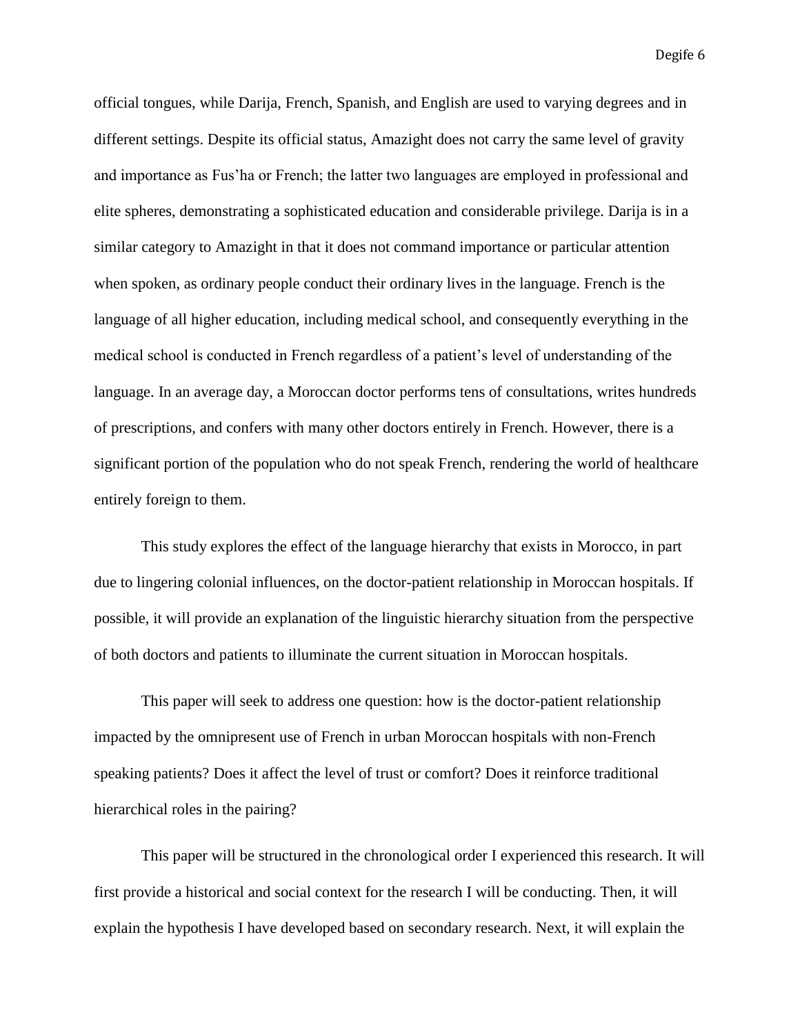official tongues, while Darija, French, Spanish, and English are used to varying degrees and in different settings. Despite its official status, Amazight does not carry the same level of gravity and importance as Fus'ha or French; the latter two languages are employed in professional and elite spheres, demonstrating a sophisticated education and considerable privilege. Darija is in a similar category to Amazight in that it does not command importance or particular attention when spoken, as ordinary people conduct their ordinary lives in the language. French is the language of all higher education, including medical school, and consequently everything in the medical school is conducted in French regardless of a patient's level of understanding of the language. In an average day, a Moroccan doctor performs tens of consultations, writes hundreds of prescriptions, and confers with many other doctors entirely in French. However, there is a significant portion of the population who do not speak French, rendering the world of healthcare entirely foreign to them.

This study explores the effect of the language hierarchy that exists in Morocco, in part due to lingering colonial influences, on the doctor-patient relationship in Moroccan hospitals. If possible, it will provide an explanation of the linguistic hierarchy situation from the perspective of both doctors and patients to illuminate the current situation in Moroccan hospitals.

This paper will seek to address one question: how is the doctor-patient relationship impacted by the omnipresent use of French in urban Moroccan hospitals with non-French speaking patients? Does it affect the level of trust or comfort? Does it reinforce traditional hierarchical roles in the pairing?

This paper will be structured in the chronological order I experienced this research. It will first provide a historical and social context for the research I will be conducting. Then, it will explain the hypothesis I have developed based on secondary research. Next, it will explain the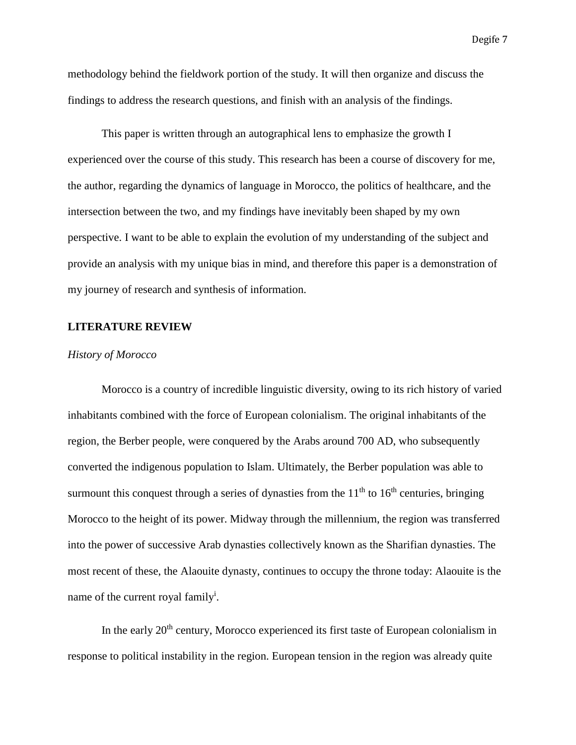methodology behind the fieldwork portion of the study. It will then organize and discuss the findings to address the research questions, and finish with an analysis of the findings.

This paper is written through an autographical lens to emphasize the growth I experienced over the course of this study. This research has been a course of discovery for me, the author, regarding the dynamics of language in Morocco, the politics of healthcare, and the intersection between the two, and my findings have inevitably been shaped by my own perspective. I want to be able to explain the evolution of my understanding of the subject and provide an analysis with my unique bias in mind, and therefore this paper is a demonstration of my journey of research and synthesis of information.

## LITERATURE REVIEW

### *History of Morocco*

Morocco is a country of incredible linguistic diversity, owing to its rich history of varied inhabitants combined with the force of European colonialism. The original inhabitants of the region, the Berber people, were conquered by the Arabs around 700 AD, who subsequently converted the indigenous population to Islam. Ultimately, the Berber population was able to surmount this conquest through a series of dynasties from the 11th to 16th centuries, bringing Morocco to the height of its power. Midway through the millennium, the region was transferred into the power of successive Arab dynasties collectively known as the Sharifian dynasties. The most recent of these, the Alaouite dynasty, continues to occupy the throne today: Alaouite is the name of the current royal family[i].

In the early 20th century, Morocco experienced its first taste of European colonialism in response to political instability in the region. European tension in the region was already quite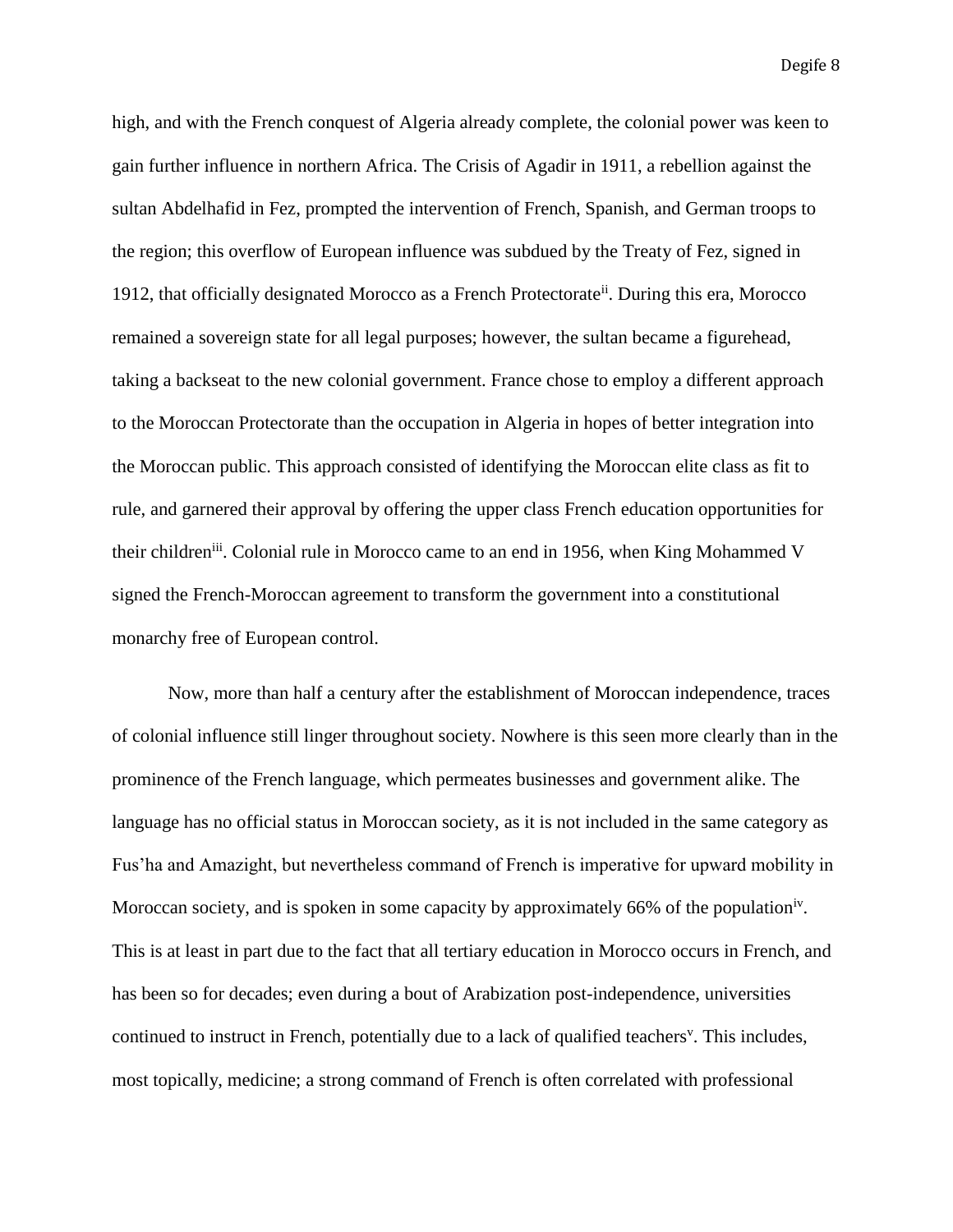high, and with the French conquest of Algeria already complete, the colonial power was keen to gain further influence in northern Africa. The Crisis of Agadir in 1911, a rebellion against the sultan Abdelhafid in Fez, prompted the intervention of French, Spanish, and German troops to the region; this overflow of European influence was subdued by the Treaty of Fez, signed in 1912, that officially designated Morocco as a French Protectorate[ii]. During this era, Morocco remained a sovereign state for all legal purposes; however, the sultan became a figurehead, taking a backseat to the new colonial government. France chose to employ a different approach to the Moroccan Protectorate than the occupation in Algeria in hopes of better integration into the Moroccan public. This approach consisted of identifying the Moroccan elite class as fit to rule, and garnered their approval by offering the upper class French education opportunities for their children[iii]. Colonial rule in Morocco came to an end in 1956, when King Mohammed V signed the French-Moroccan agreement to transform the government into a constitutional monarchy free of European control.

Now, more than half a century after the establishment of Moroccan independence, traces of colonial influence still linger throughout society. Nowhere is this seen more clearly than in the prominence of the French language, which permeates businesses and government alike. The language has no official status in Moroccan society, as it is not included in the same category as Fus'ha and Amazight, but nevertheless command of French is imperative for upward mobility in Moroccan society, and is spoken in some capacity by approximately 66% of the population[iv]. This is at least in part due to the fact that all tertiary education in Morocco occurs in French, and has been so for decades; even during a bout of Arabization post-independence, universities continued to instruct in French, potentially due to a lack of qualified teachers[v]. This includes, most topically, medicine; a strong command of French is often correlated with professional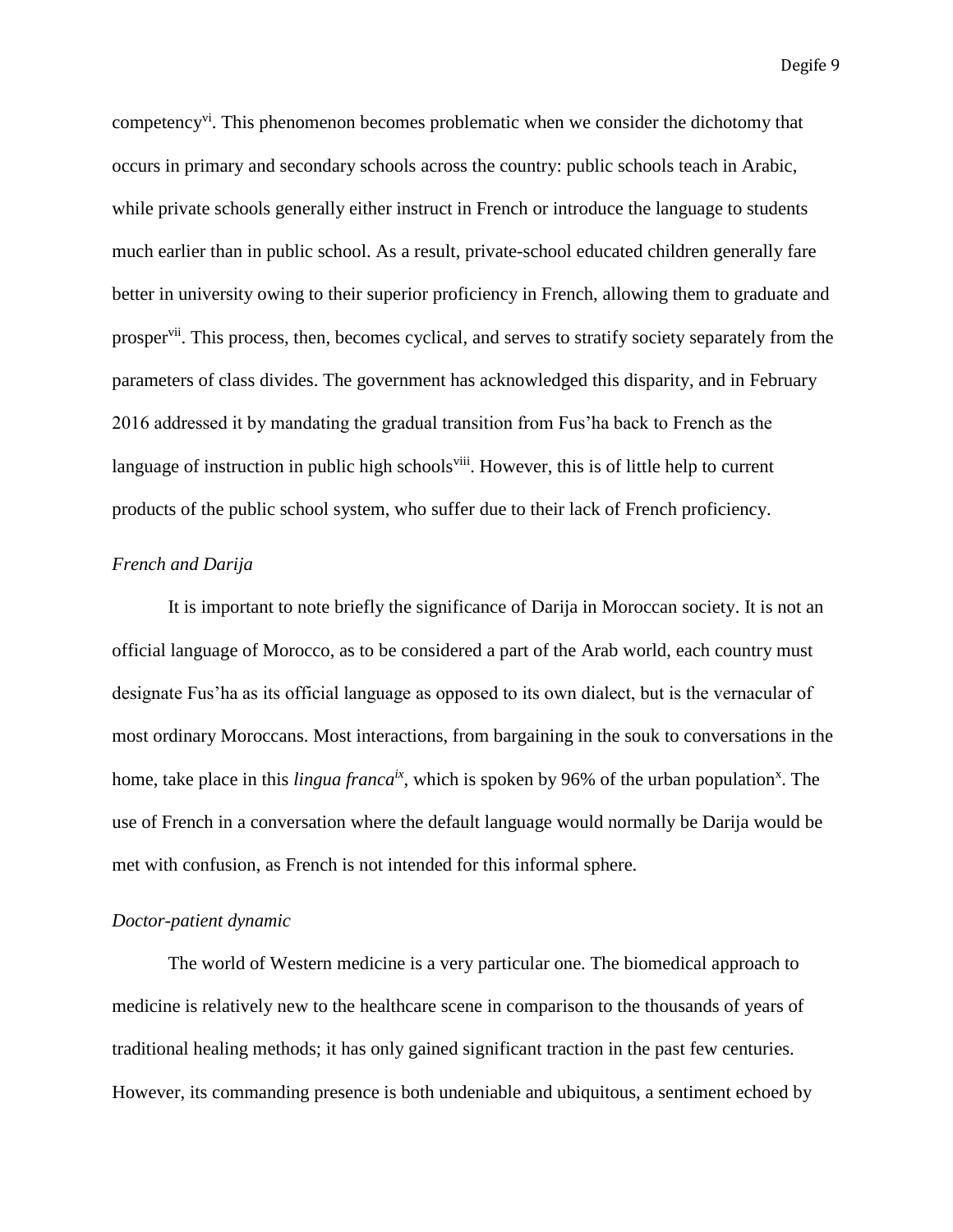competency[vi]. This phenomenon becomes problematic when we consider the dichotomy that occurs in primary and secondary schools across the country: public schools teach in Arabic, while private schools generally either instruct in French or introduce the language to students much earlier than in public school. As a result, private-school educated children generally fare better in university owing to their superior proficiency in French, allowing them to graduate and prosper[vii]. This process, then, becomes cyclical, and serves to stratify society separately from the parameters of class divides. The government has acknowledged this disparity, and in February 2016 addressed it by mandating the gradual transition from Fus'ha back to French as the language of instruction in public high schools[viii]. However, this is of little help to current products of the public school system, who suffer due to their lack of French proficiency.

*French and Darija*

It is important to note briefly the significance of Darija in Moroccan society. It is not an official language of Morocco, as to be considered a part of the Arab world, each country must designate Fus'ha as its official language as opposed to its own dialect, but is the vernacular of most ordinary Moroccans. Most interactions, from bargaining in the souk to conversations in the home, take place in this *lingua franca*[ix], which is spoken by 96% of the urban population[x]. The use of French in a conversation where the default language would normally be Darija would be met with confusion, as French is not intended for this informal sphere.

*Doctor-patient dynamic*

The world of Western medicine is a very particular one. The biomedical approach to medicine is relatively new to the healthcare scene in comparison to the thousands of years of traditional healing methods; it has only gained significant traction in the past few centuries. However, its commanding presence is both undeniable and ubiquitous, a sentiment echoed by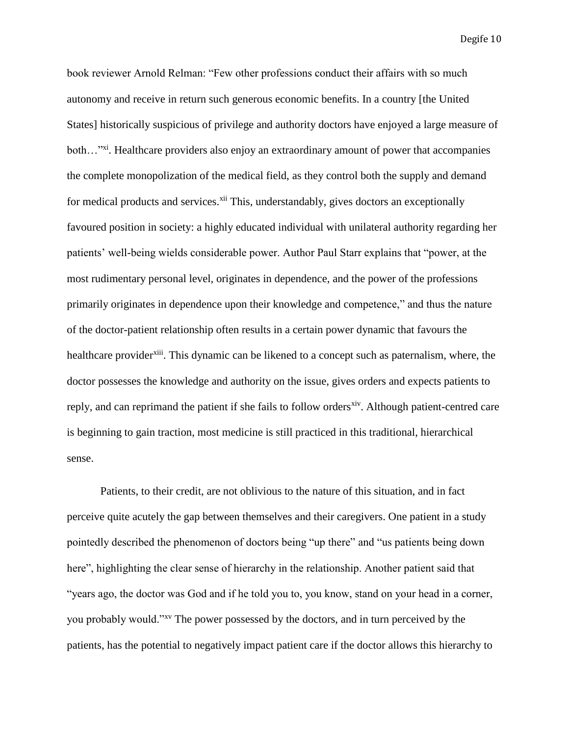book reviewer Arnold Relman: “Few other professions conduct their affairs with so much autonomy and receive in return such generous economic benefits. In a country [the United States] historically suspicious of privilege and authority doctors have enjoyed a large measure of both…”[xi]. Healthcare providers also enjoy an extraordinary amount of power that accompanies the complete monopolization of the medical field, as they control both the supply and demand for medical products and services.[xii] This, understandably, gives doctors an exceptionally favoured position in society: a highly educated individual with unilateral authority regarding her patients’ well-being wields considerable power. Author Paul Starr explains that “power, at the most rudimentary personal level, originates in dependence, and the power of the professions primarily originates in dependence upon their knowledge and competence,” and thus the nature of the doctor-patient relationship often results in a certain power dynamic that favours the healthcare provider[xiii]. This dynamic can be likened to a concept such as paternalism, where, the doctor possesses the knowledge and authority on the issue, gives orders and expects patients to reply, and can reprimand the patient if she fails to follow orders[xiv]. Although patient-centred care is beginning to gain traction, most medicine is still practiced in this traditional, hierarchical sense.

Patients, to their credit, are not oblivious to the nature of this situation, and in fact perceive quite acutely the gap between themselves and their caregivers. One patient in a study pointedly described the phenomenon of doctors being “up there” and “us patients being down here”, highlighting the clear sense of hierarchy in the relationship. Another patient said that “years ago, the doctor was God and if he told you to, you know, stand on your head in a corner, you probably would.”[xv] The power possessed by the doctors, and in turn perceived by the patients, has the potential to negatively impact patient care if the doctor allows this hierarchy to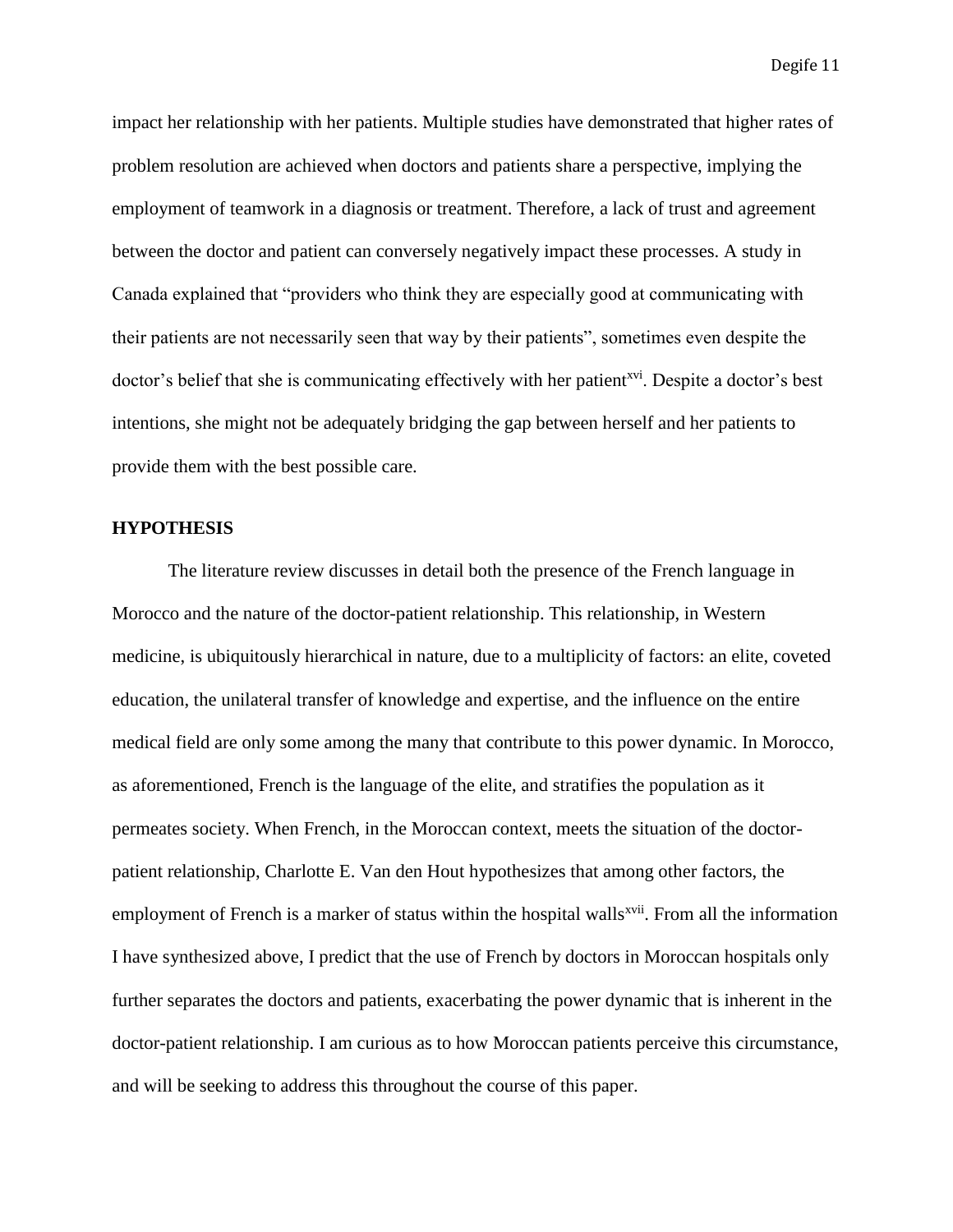impact her relationship with her patients. Multiple studies have demonstrated that higher rates of problem resolution are achieved when doctors and patients share a perspective, implying the employment of teamwork in a diagnosis or treatment. Therefore, a lack of trust and agreement between the doctor and patient can conversely negatively impact these processes. A study in Canada explained that "providers who think they are especially good at communicating with their patients are not necessarily seen that way by their patients", sometimes even despite the doctor's belief that she is communicating effectively with her patient[xvi]. Despite a doctor's best intentions, she might not be adequately bridging the gap between herself and her patients to provide them with the best possible care.

**HYPOTHESIS**

The literature review discusses in detail both the presence of the French language in Morocco and the nature of the doctor-patient relationship. This relationship, in Western medicine, is ubiquitously hierarchical in nature, due to a multiplicity of factors: an elite, coveted education, the unilateral transfer of knowledge and expertise, and the influence on the entire medical field are only some among the many that contribute to this power dynamic. In Morocco, as aforementioned, French is the language of the elite, and stratifies the population as it permeates society. When French, in the Moroccan context, meets the situation of the doctor-patient relationship, Charlotte E. Van den Hout hypothesizes that among other factors, the employment of French is a marker of status within the hospital walls[xvii]. From all the information I have synthesized above, I predict that the use of French by doctors in Moroccan hospitals only further separates the doctors and patients, exacerbating the power dynamic that is inherent in the doctor-patient relationship. I am curious as to how Moroccan patients perceive this circumstance, and will be seeking to address this throughout the course of this paper.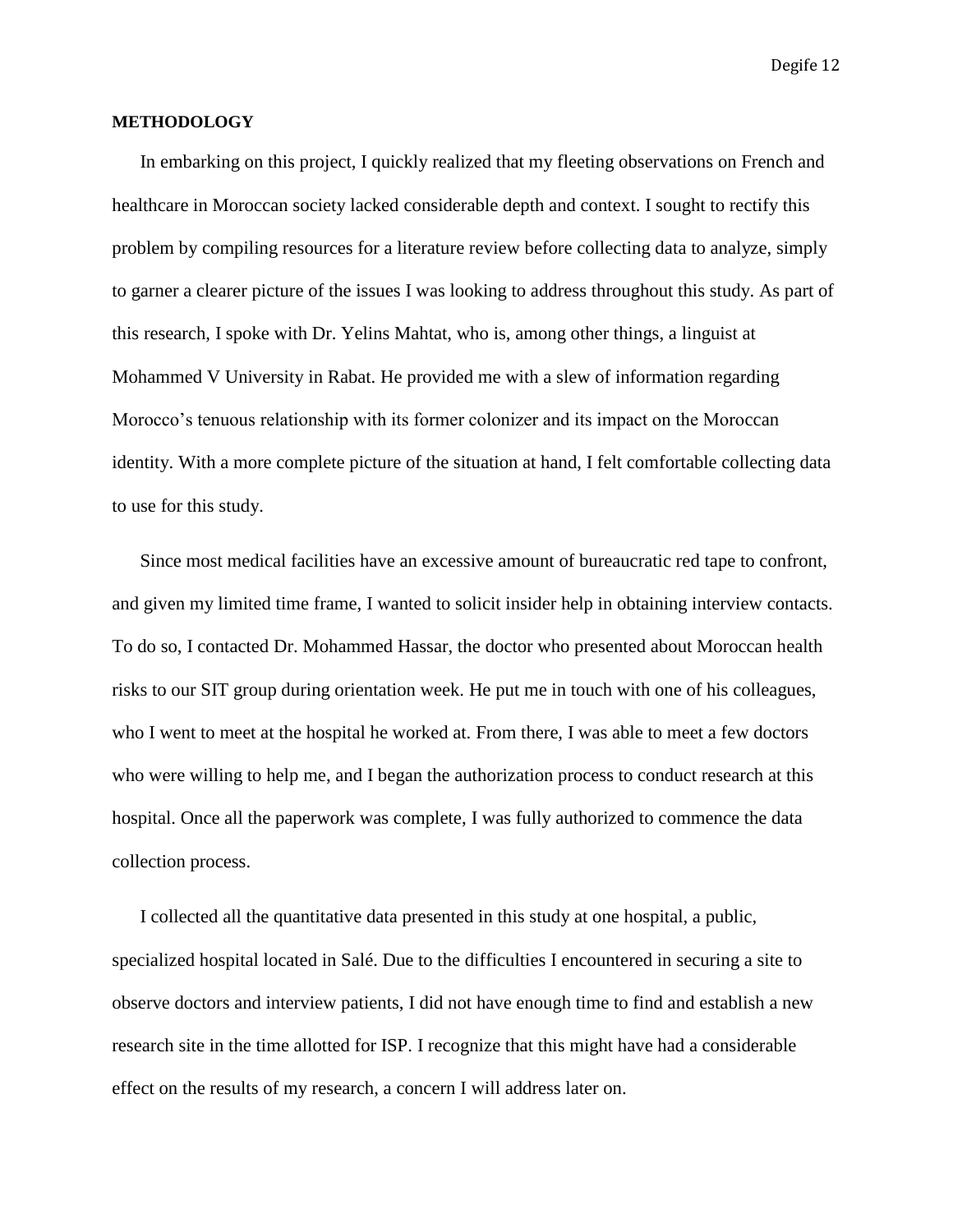## METHODOLOGY

In embarking on this project, I quickly realized that my fleeting observations on French and healthcare in Moroccan society lacked considerable depth and context. I sought to rectify this problem by compiling resources for a literature review before collecting data to analyze, simply to garner a clearer picture of the issues I was looking to address throughout this study. As part of this research, I spoke with Dr. Yelins Mahtat, who is, among other things, a linguist at Mohammed V University in Rabat. He provided me with a slew of information regarding Morocco's tenuous relationship with its former colonizer and its impact on the Moroccan identity. With a more complete picture of the situation at hand, I felt comfortable collecting data to use for this study.

Since most medical facilities have an excessive amount of bureaucratic red tape to confront, and given my limited time frame, I wanted to solicit insider help in obtaining interview contacts. To do so, I contacted Dr. Mohammed Hassar, the doctor who presented about Moroccan health risks to our SIT group during orientation week. He put me in touch with one of his colleagues, who I went to meet at the hospital he worked at. From there, I was able to meet a few doctors who were willing to help me, and I began the authorization process to conduct research at this hospital. Once all the paperwork was complete, I was fully authorized to commence the data collection process.

I collected all the quantitative data presented in this study at one hospital, a public, specialized hospital located in Salé. Due to the difficulties I encountered in securing a site to observe doctors and interview patients, I did not have enough time to find and establish a new research site in the time allotted for ISP. I recognize that this might have had a considerable effect on the results of my research, a concern I will address later on.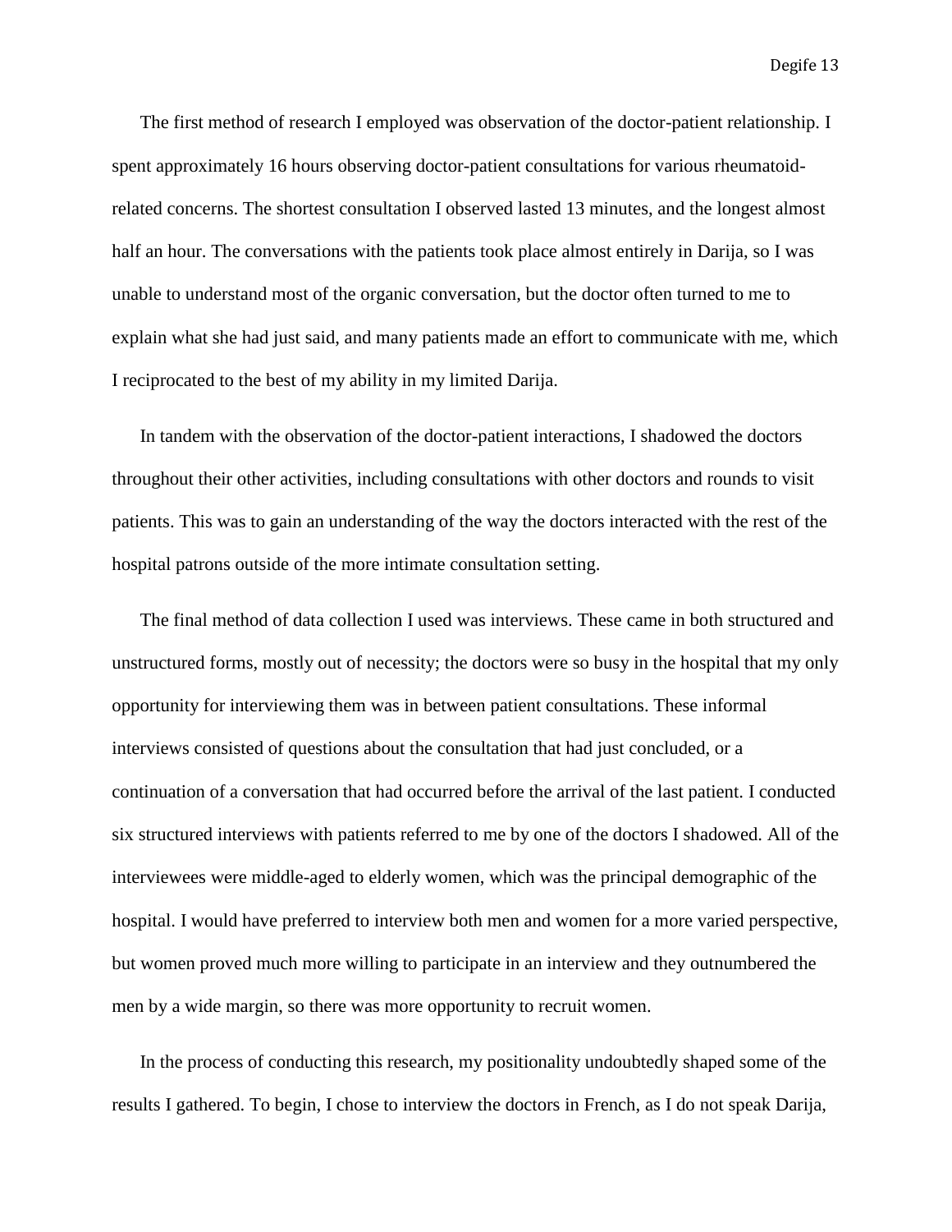The first method of research I employed was observation of the doctor-patient relationship. I spent approximately 16 hours observing doctor-patient consultations for various rheumatoid-related concerns. The shortest consultation I observed lasted 13 minutes, and the longest almost half an hour. The conversations with the patients took place almost entirely in Darija, so I was unable to understand most of the organic conversation, but the doctor often turned to me to explain what she had just said, and many patients made an effort to communicate with me, which I reciprocated to the best of my ability in my limited Darija.

In tandem with the observation of the doctor-patient interactions, I shadowed the doctors throughout their other activities, including consultations with other doctors and rounds to visit patients. This was to gain an understanding of the way the doctors interacted with the rest of the hospital patrons outside of the more intimate consultation setting.

The final method of data collection I used was interviews. These came in both structured and unstructured forms, mostly out of necessity; the doctors were so busy in the hospital that my only opportunity for interviewing them was in between patient consultations. These informal interviews consisted of questions about the consultation that had just concluded, or a continuation of a conversation that had occurred before the arrival of the last patient. I conducted six structured interviews with patients referred to me by one of the doctors I shadowed. All of the interviewees were middle-aged to elderly women, which was the principal demographic of the hospital. I would have preferred to interview both men and women for a more varied perspective, but women proved much more willing to participate in an interview and they outnumbered the men by a wide margin, so there was more opportunity to recruit women.

In the process of conducting this research, my positionality undoubtedly shaped some of the results I gathered. To begin, I chose to interview the doctors in French, as I do not speak Darija,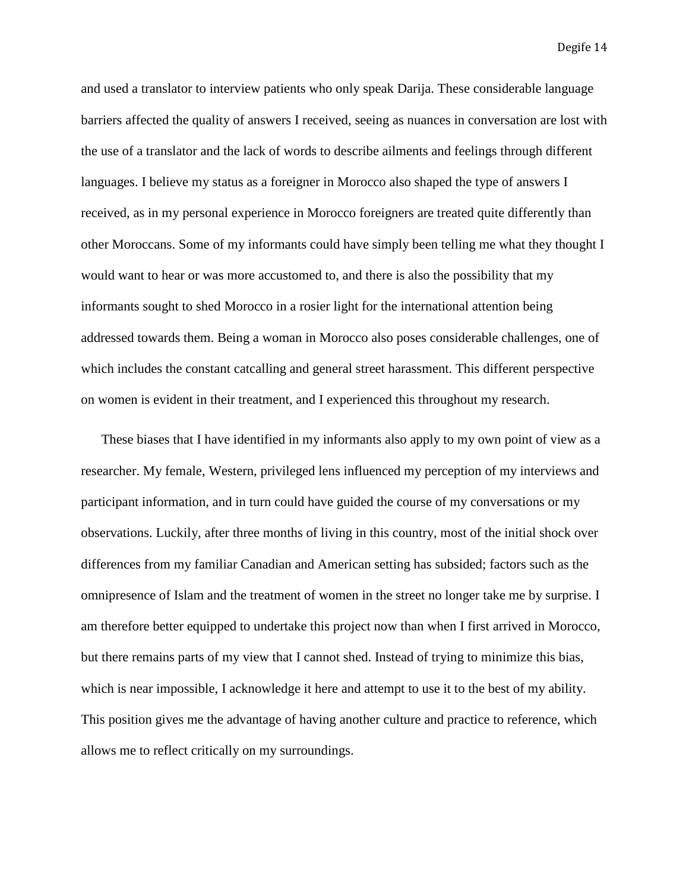and used a translator to interview patients who only speak Darija. These considerable language barriers affected the quality of answers I received, seeing as nuances in conversation are lost with the use of a translator and the lack of words to describe ailments and feelings through different languages. I believe my status as a foreigner in Morocco also shaped the type of answers I received, as in my personal experience in Morocco foreigners are treated quite differently than other Moroccans. Some of my informants could have simply been telling me what they thought I would want to hear or was more accustomed to, and there is also the possibility that my informants sought to shed Morocco in a rosier light for the international attention being addressed towards them. Being a woman in Morocco also poses considerable challenges, one of which includes the constant catcalling and general street harassment. This different perspective on women is evident in their treatment, and I experienced this throughout my research.

These biases that I have identified in my informants also apply to my own point of view as a researcher. My female, Western, privileged lens influenced my perception of my interviews and participant information, and in turn could have guided the course of my conversations or my observations. Luckily, after three months of living in this country, most of the initial shock over differences from my familiar Canadian and American setting has subsided; factors such as the omnipresence of Islam and the treatment of women in the street no longer take me by surprise. I am therefore better equipped to undertake this project now than when I first arrived in Morocco, but there remains parts of my view that I cannot shed. Instead of trying to minimize this bias, which is near impossible, I acknowledge it here and attempt to use it to the best of my ability. This position gives me the advantage of having another culture and practice to reference, which allows me to reflect critically on my surroundings.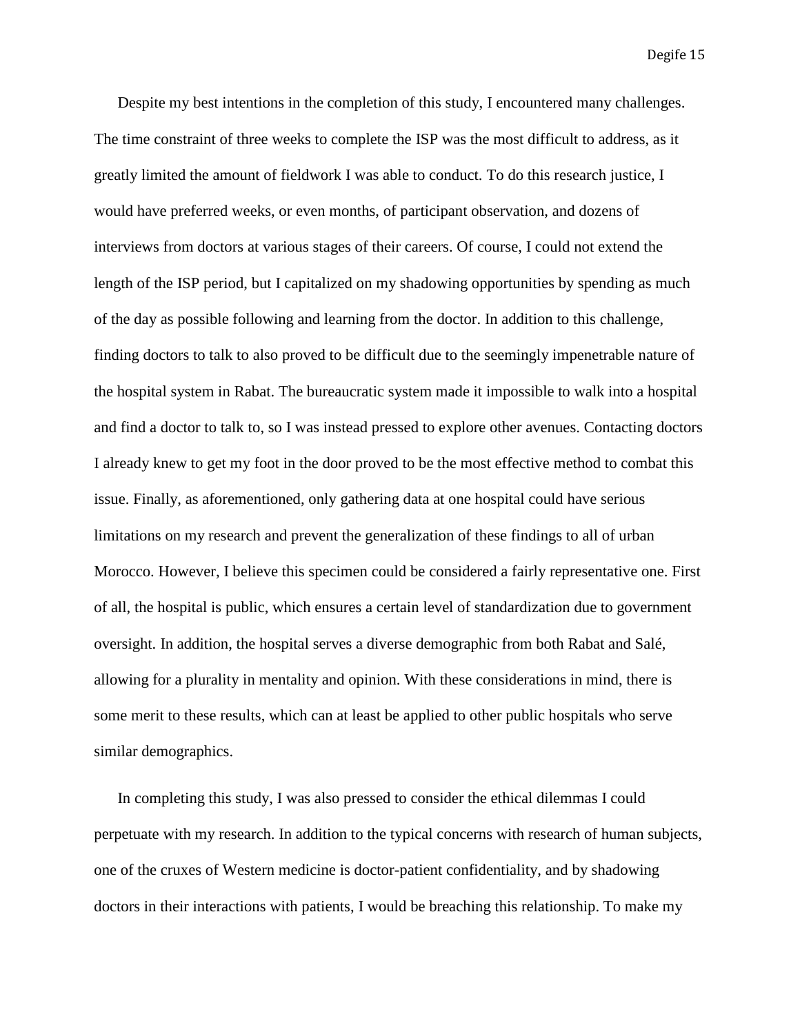Despite my best intentions in the completion of this study, I encountered many challenges. The time constraint of three weeks to complete the ISP was the most difficult to address, as it greatly limited the amount of fieldwork I was able to conduct. To do this research justice, I would have preferred weeks, or even months, of participant observation, and dozens of interviews from doctors at various stages of their careers. Of course, I could not extend the length of the ISP period, but I capitalized on my shadowing opportunities by spending as much of the day as possible following and learning from the doctor. In addition to this challenge, finding doctors to talk to also proved to be difficult due to the seemingly impenetrable nature of the hospital system in Rabat. The bureaucratic system made it impossible to walk into a hospital and find a doctor to talk to, so I was instead pressed to explore other avenues. Contacting doctors I already knew to get my foot in the door proved to be the most effective method to combat this issue. Finally, as aforementioned, only gathering data at one hospital could have serious limitations on my research and prevent the generalization of these findings to all of urban Morocco. However, I believe this specimen could be considered a fairly representative one. First of all, the hospital is public, which ensures a certain level of standardization due to government oversight. In addition, the hospital serves a diverse demographic from both Rabat and Salé, allowing for a plurality in mentality and opinion. With these considerations in mind, there is some merit to these results, which can at least be applied to other public hospitals who serve similar demographics.

In completing this study, I was also pressed to consider the ethical dilemmas I could perpetuate with my research. In addition to the typical concerns with research of human subjects, one of the cruxes of Western medicine is doctor-patient confidentiality, and by shadowing doctors in their interactions with patients, I would be breaching this relationship. To make my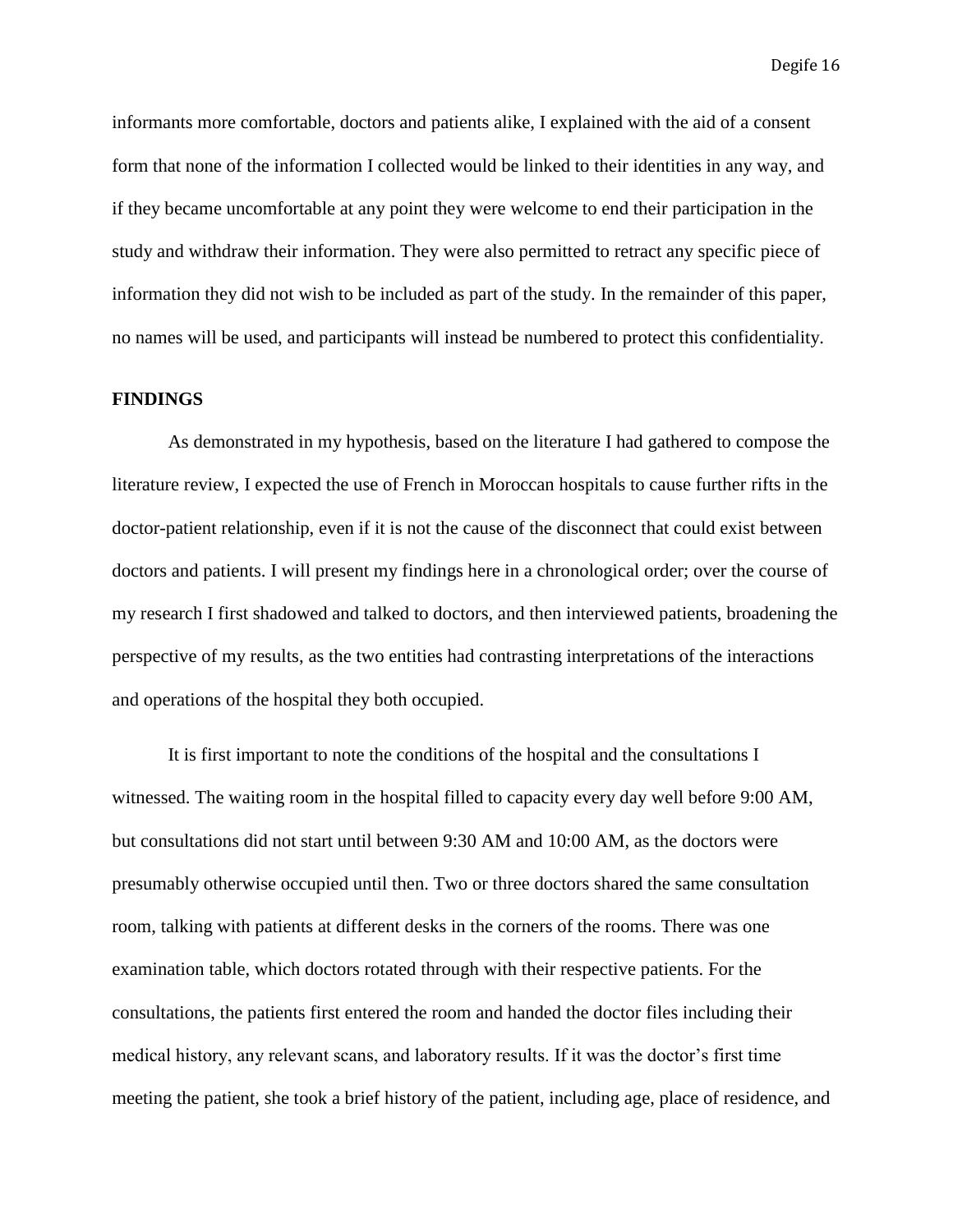informants more comfortable, doctors and patients alike, I explained with the aid of a consent form that none of the information I collected would be linked to their identities in any way, and if they became uncomfortable at any point they were welcome to end their participation in the study and withdraw their information. They were also permitted to retract any specific piece of information they did not wish to be included as part of the study. In the remainder of this paper, no names will be used, and participants will instead be numbered to protect this confidentiality.

## FINDINGS

As demonstrated in my hypothesis, based on the literature I had gathered to compose the literature review, I expected the use of French in Moroccan hospitals to cause further rifts in the doctor-patient relationship, even if it is not the cause of the disconnect that could exist between doctors and patients. I will present my findings here in a chronological order; over the course of my research I first shadowed and talked to doctors, and then interviewed patients, broadening the perspective of my results, as the two entities had contrasting interpretations of the interactions and operations of the hospital they both occupied.

It is first important to note the conditions of the hospital and the consultations I witnessed. The waiting room in the hospital filled to capacity every day well before 9:00 AM, but consultations did not start until between 9:30 AM and 10:00 AM, as the doctors were presumably otherwise occupied until then. Two or three doctors shared the same consultation room, talking with patients at different desks in the corners of the rooms. There was one examination table, which doctors rotated through with their respective patients. For the consultations, the patients first entered the room and handed the doctor files including their medical history, any relevant scans, and laboratory results. If it was the doctor's first time meeting the patient, she took a brief history of the patient, including age, place of residence, and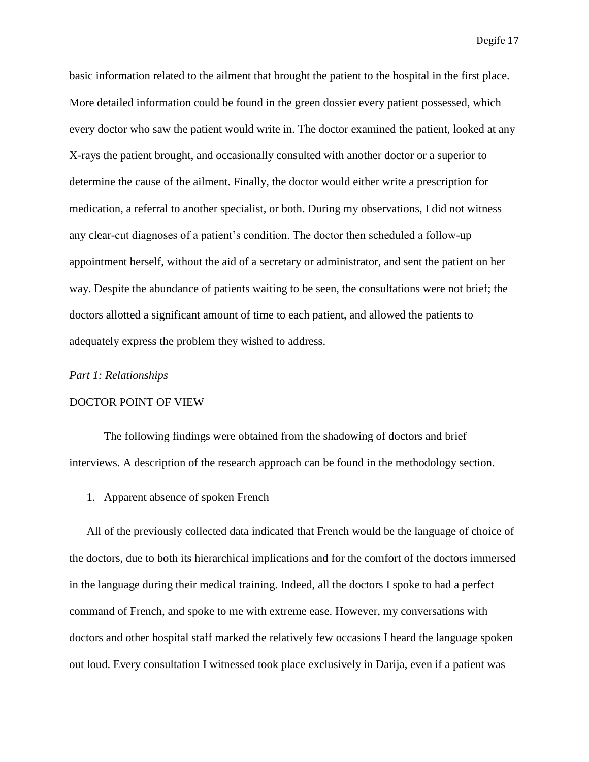basic information related to the ailment that brought the patient to the hospital in the first place. More detailed information could be found in the green dossier every patient possessed, which every doctor who saw the patient would write in. The doctor examined the patient, looked at any X-rays the patient brought, and occasionally consulted with another doctor or a superior to determine the cause of the ailment. Finally, the doctor would either write a prescription for medication, a referral to another specialist, or both. During my observations, I did not witness any clear-cut diagnoses of a patient's condition. The doctor then scheduled a follow-up appointment herself, without the aid of a secretary or administrator, and sent the patient on her way. Despite the abundance of patients waiting to be seen, the consultations were not brief; the doctors allotted a significant amount of time to each patient, and allowed the patients to adequately express the problem they wished to address.

*Part 1: Relationships*

DOCTOR POINT OF VIEW

The following findings were obtained from the shadowing of doctors and brief interviews. A description of the research approach can be found in the methodology section.

1. Apparent absence of spoken French

All of the previously collected data indicated that French would be the language of choice of the doctors, due to both its hierarchical implications and for the comfort of the doctors immersed in the language during their medical training. Indeed, all the doctors I spoke to had a perfect command of French, and spoke to me with extreme ease. However, my conversations with doctors and other hospital staff marked the relatively few occasions I heard the language spoken out loud. Every consultation I witnessed took place exclusively in Darija, even if a patient was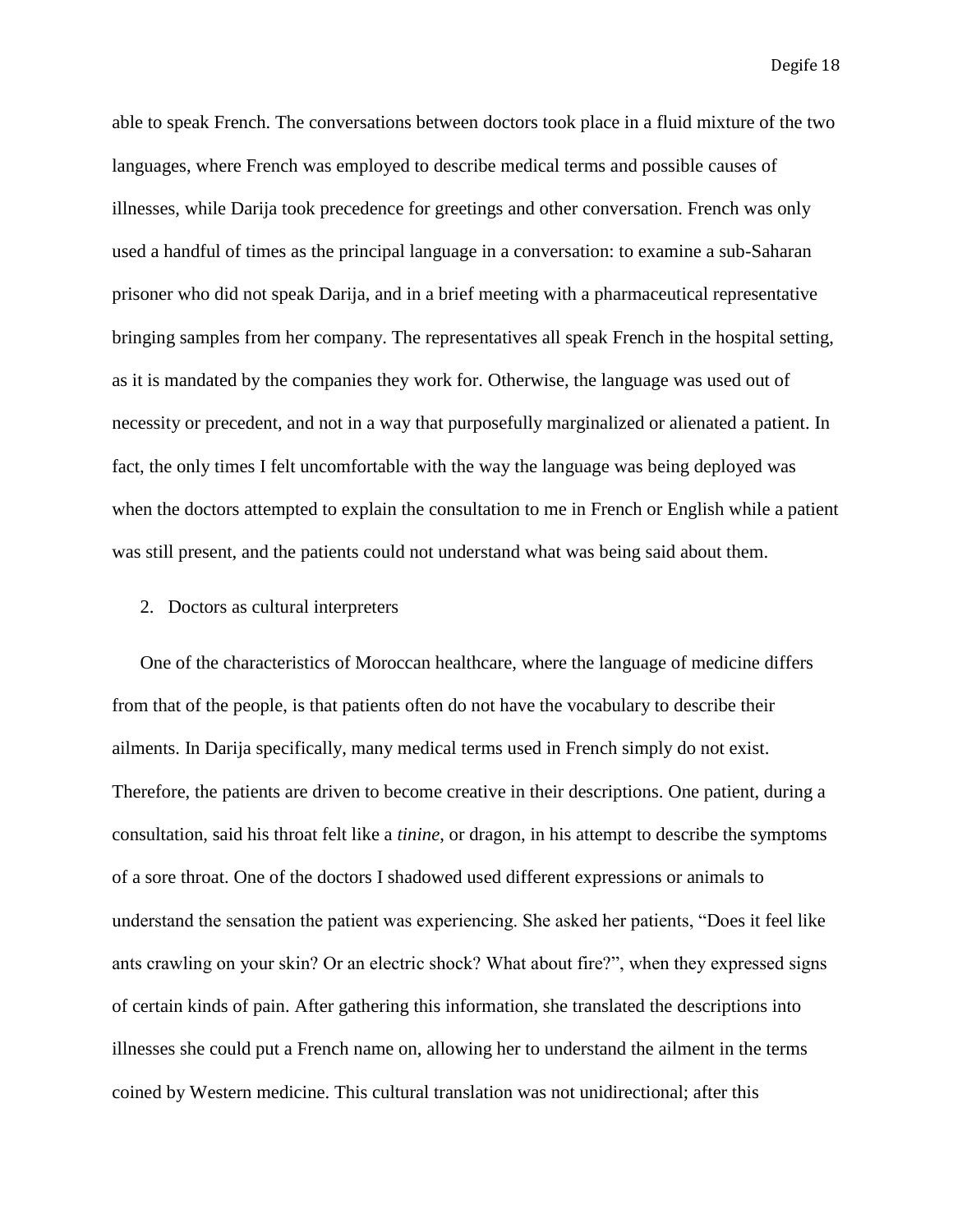able to speak French. The conversations between doctors took place in a fluid mixture of the two languages, where French was employed to describe medical terms and possible causes of illnesses, while Darija took precedence for greetings and other conversation. French was only used a handful of times as the principal language in a conversation: to examine a sub-Saharan prisoner who did not speak Darija, and in a brief meeting with a pharmaceutical representative bringing samples from her company. The representatives all speak French in the hospital setting, as it is mandated by the companies they work for. Otherwise, the language was used out of necessity or precedent, and not in a way that purposefully marginalized or alienated a patient. In fact, the only times I felt uncomfortable with the way the language was being deployed was when the doctors attempted to explain the consultation to me in French or English while a patient was still present, and the patients could not understand what was being said about them.

2. Doctors as cultural interpreters

One of the characteristics of Moroccan healthcare, where the language of medicine differs from that of the people, is that patients often do not have the vocabulary to describe their ailments. In Darija specifically, many medical terms used in French simply do not exist. Therefore, the patients are driven to become creative in their descriptions. One patient, during a consultation, said his throat felt like a *tinine*, or dragon, in his attempt to describe the symptoms of a sore throat. One of the doctors I shadowed used different expressions or animals to understand the sensation the patient was experiencing. She asked her patients, "Does it feel like ants crawling on your skin? Or an electric shock? What about fire?", when they expressed signs of certain kinds of pain. After gathering this information, she translated the descriptions into illnesses she could put a French name on, allowing her to understand the ailment in the terms coined by Western medicine. This cultural translation was not unidirectional; after this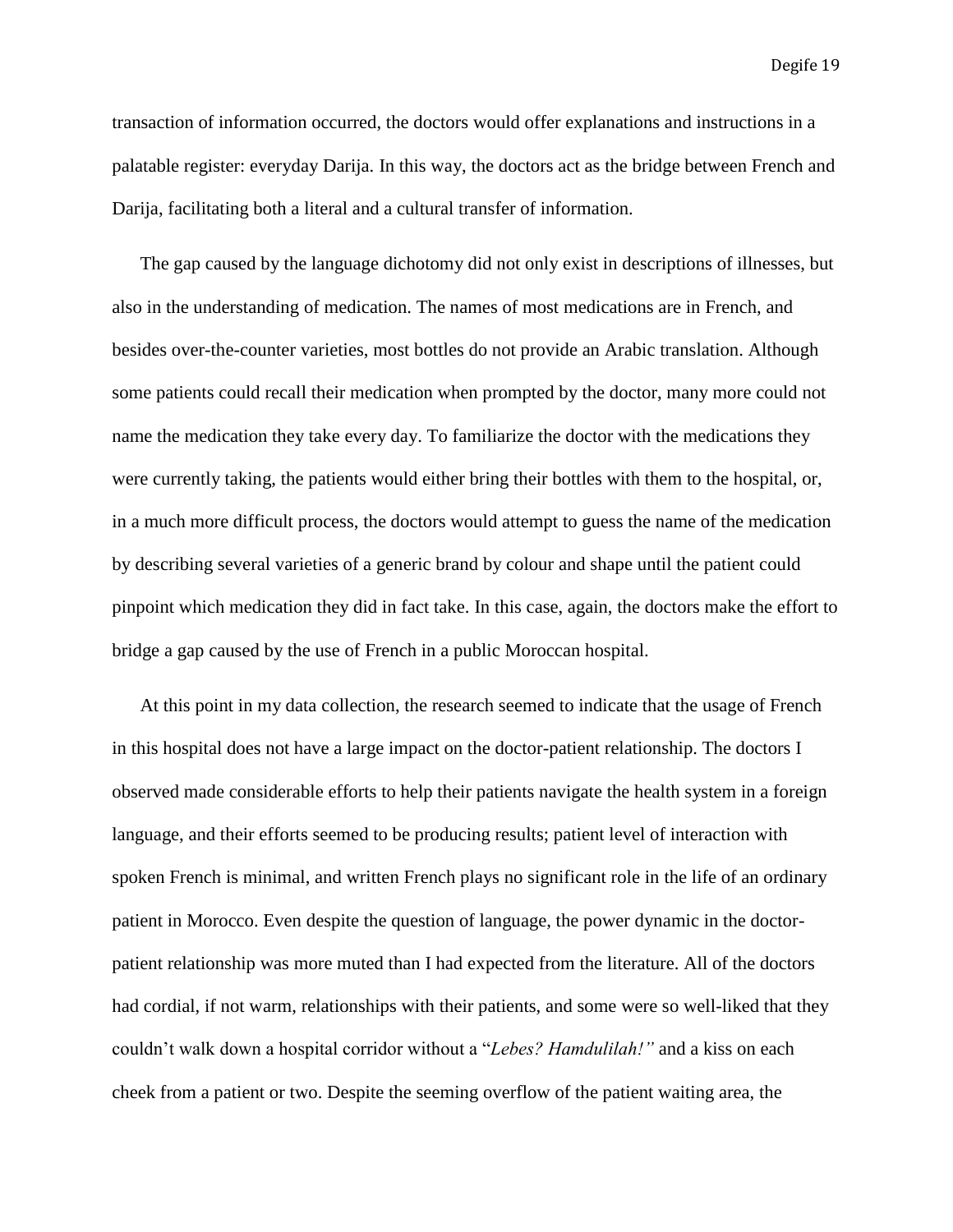transaction of information occurred, the doctors would offer explanations and instructions in a palatable register: everyday Darija. In this way, the doctors act as the bridge between French and Darija, facilitating both a literal and a cultural transfer of information.

The gap caused by the language dichotomy did not only exist in descriptions of illnesses, but also in the understanding of medication. The names of most medications are in French, and besides over-the-counter varieties, most bottles do not provide an Arabic translation. Although some patients could recall their medication when prompted by the doctor, many more could not name the medication they take every day. To familiarize the doctor with the medications they were currently taking, the patients would either bring their bottles with them to the hospital, or, in a much more difficult process, the doctors would attempt to guess the name of the medication by describing several varieties of a generic brand by colour and shape until the patient could pinpoint which medication they did in fact take. In this case, again, the doctors make the effort to bridge a gap caused by the use of French in a public Moroccan hospital.

At this point in my data collection, the research seemed to indicate that the usage of French in this hospital does not have a large impact on the doctor-patient relationship. The doctors I observed made considerable efforts to help their patients navigate the health system in a foreign language, and their efforts seemed to be producing results; patient level of interaction with spoken French is minimal, and written French plays no significant role in the life of an ordinary patient in Morocco. Even despite the question of language, the power dynamic in the doctor-patient relationship was more muted than I had expected from the literature. All of the doctors had cordial, if not warm, relationships with their patients, and some were so well-liked that they couldn't walk down a hospital corridor without a "*Lebes? Hamdulilah!"* and a kiss on each cheek from a patient or two. Despite the seeming overflow of the patient waiting area, the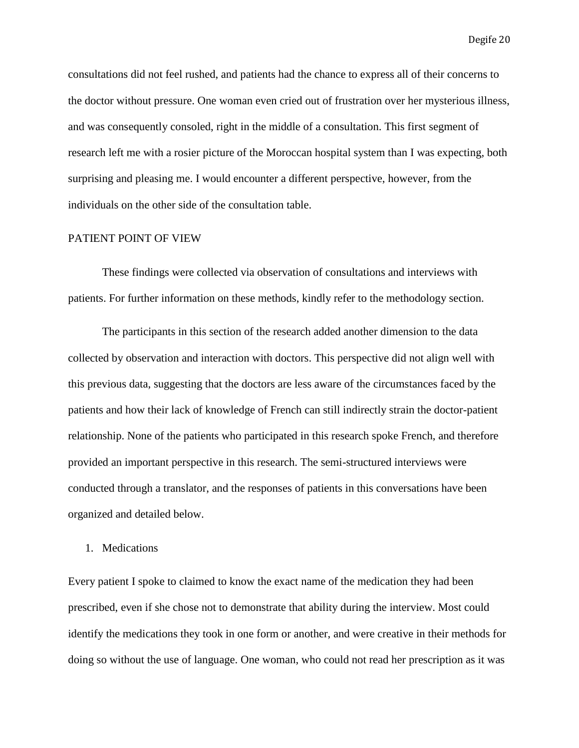consultations did not feel rushed, and patients had the chance to express all of their concerns to the doctor without pressure. One woman even cried out of frustration over her mysterious illness, and was consequently consoled, right in the middle of a consultation. This first segment of research left me with a rosier picture of the Moroccan hospital system than I was expecting, both surprising and pleasing me. I would encounter a different perspective, however, from the individuals on the other side of the consultation table.

## PATIENT POINT OF VIEW

These findings were collected via observation of consultations and interviews with patients. For further information on these methods, kindly refer to the methodology section.

The participants in this section of the research added another dimension to the data collected by observation and interaction with doctors. This perspective did not align well with this previous data, suggesting that the doctors are less aware of the circumstances faced by the patients and how their lack of knowledge of French can still indirectly strain the doctor-patient relationship. None of the patients who participated in this research spoke French, and therefore provided an important perspective in this research. The semi-structured interviews were conducted through a translator, and the responses of patients in this conversations have been organized and detailed below.

1. Medications

Every patient I spoke to claimed to know the exact name of the medication they had been prescribed, even if she chose not to demonstrate that ability during the interview. Most could identify the medications they took in one form or another, and were creative in their methods for doing so without the use of language. One woman, who could not read her prescription as it was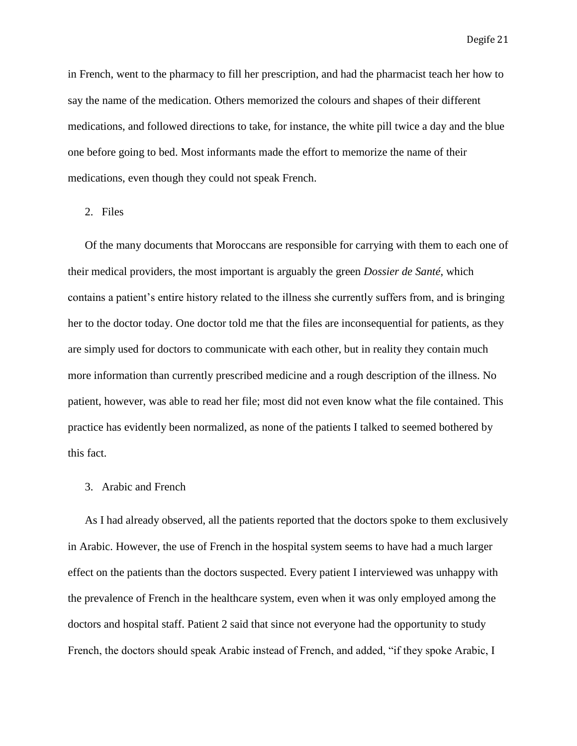in French, went to the pharmacy to fill her prescription, and had the pharmacist teach her how to say the name of the medication. Others memorized the colours and shapes of their different medications, and followed directions to take, for instance, the white pill twice a day and the blue one before going to bed. Most informants made the effort to memorize the name of their medications, even though they could not speak French.

2. Files

Of the many documents that Moroccans are responsible for carrying with them to each one of their medical providers, the most important is arguably the green *Dossier de Santé*, which contains a patient's entire history related to the illness she currently suffers from, and is bringing her to the doctor today. One doctor told me that the files are inconsequential for patients, as they are simply used for doctors to communicate with each other, but in reality they contain much more information than currently prescribed medicine and a rough description of the illness. No patient, however, was able to read her file; most did not even know what the file contained. This practice has evidently been normalized, as none of the patients I talked to seemed bothered by this fact.

3. Arabic and French

As I had already observed, all the patients reported that the doctors spoke to them exclusively in Arabic. However, the use of French in the hospital system seems to have had a much larger effect on the patients than the doctors suspected. Every patient I interviewed was unhappy with the prevalence of French in the healthcare system, even when it was only employed among the doctors and hospital staff. Patient 2 said that since not everyone had the opportunity to study French, the doctors should speak Arabic instead of French, and added, "if they spoke Arabic, I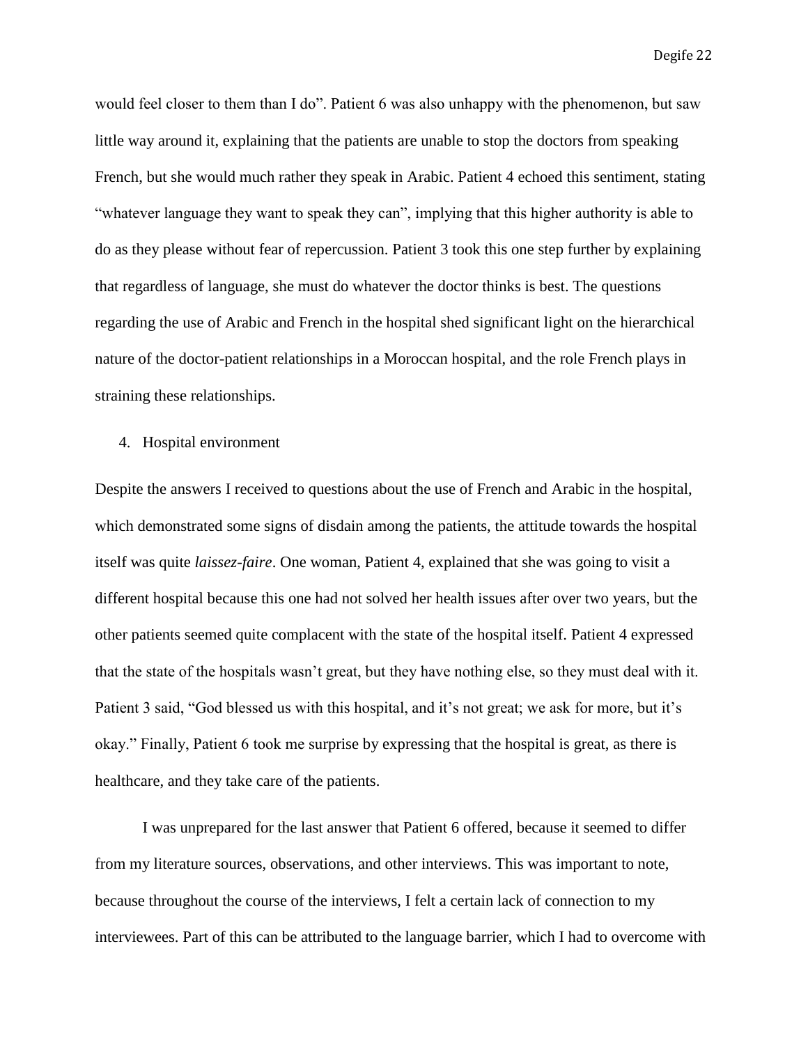would feel closer to them than I do". Patient 6 was also unhappy with the phenomenon, but saw little way around it, explaining that the patients are unable to stop the doctors from speaking French, but she would much rather they speak in Arabic. Patient 4 echoed this sentiment, stating "whatever language they want to speak they can", implying that this higher authority is able to do as they please without fear of repercussion. Patient 3 took this one step further by explaining that regardless of language, she must do whatever the doctor thinks is best. The questions regarding the use of Arabic and French in the hospital shed significant light on the hierarchical nature of the doctor-patient relationships in a Moroccan hospital, and the role French plays in straining these relationships.

4. Hospital environment

Despite the answers I received to questions about the use of French and Arabic in the hospital, which demonstrated some signs of disdain among the patients, the attitude towards the hospital itself was quite *laissez-faire*. One woman, Patient 4, explained that she was going to visit a different hospital because this one had not solved her health issues after over two years, but the other patients seemed quite complacent with the state of the hospital itself. Patient 4 expressed that the state of the hospitals wasn't great, but they have nothing else, so they must deal with it. Patient 3 said, "God blessed us with this hospital, and it's not great; we ask for more, but it's okay." Finally, Patient 6 took me surprise by expressing that the hospital is great, as there is healthcare, and they take care of the patients.

I was unprepared for the last answer that Patient 6 offered, because it seemed to differ from my literature sources, observations, and other interviews. This was important to note, because throughout the course of the interviews, I felt a certain lack of connection to my interviewees. Part of this can be attributed to the language barrier, which I had to overcome with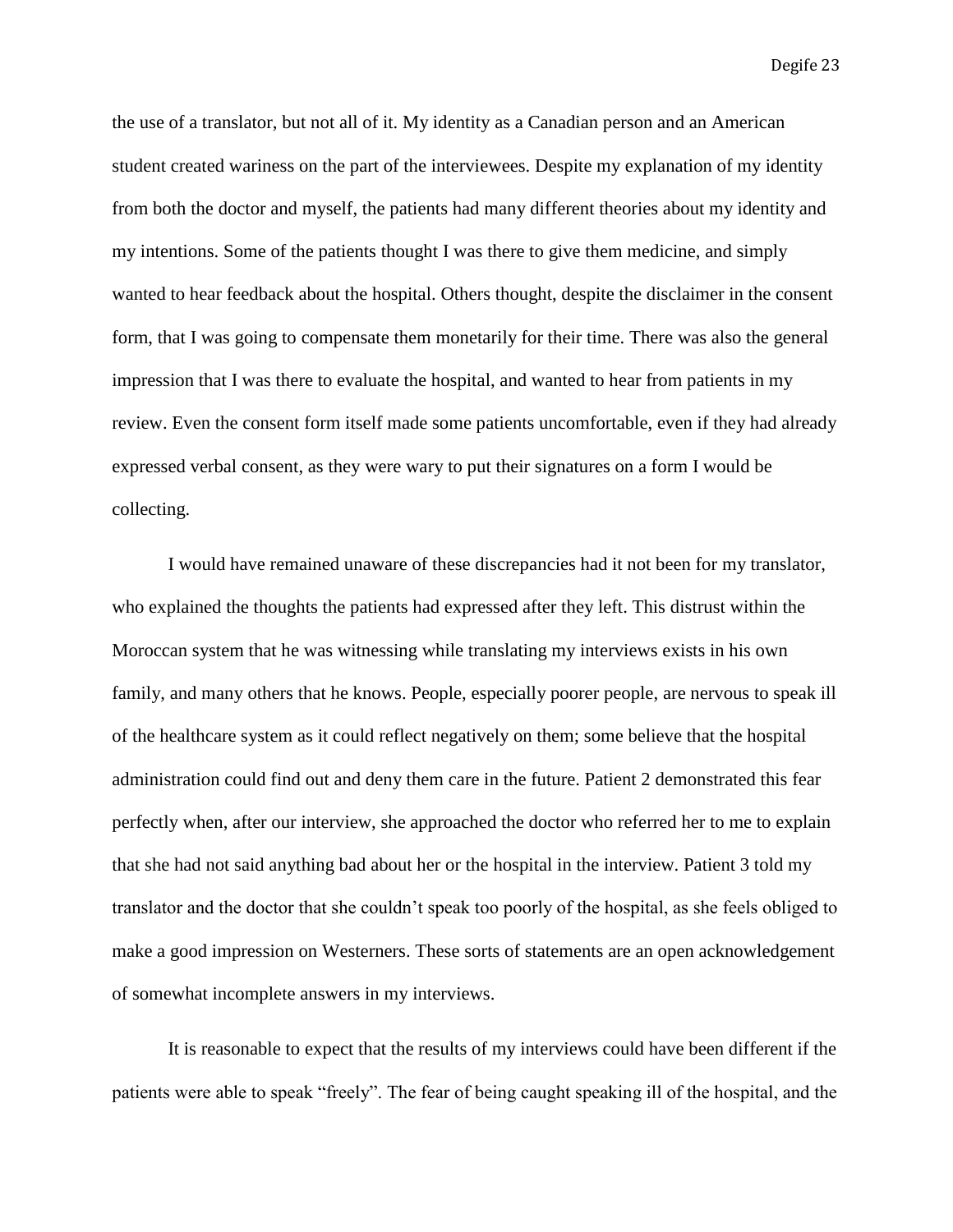the use of a translator, but not all of it. My identity as a Canadian person and an American student created wariness on the part of the interviewees. Despite my explanation of my identity from both the doctor and myself, the patients had many different theories about my identity and my intentions. Some of the patients thought I was there to give them medicine, and simply wanted to hear feedback about the hospital. Others thought, despite the disclaimer in the consent form, that I was going to compensate them monetarily for their time. There was also the general impression that I was there to evaluate the hospital, and wanted to hear from patients in my review. Even the consent form itself made some patients uncomfortable, even if they had already expressed verbal consent, as they were wary to put their signatures on a form I would be collecting.

I would have remained unaware of these discrepancies had it not been for my translator, who explained the thoughts the patients had expressed after they left. This distrust within the Moroccan system that he was witnessing while translating my interviews exists in his own family, and many others that he knows. People, especially poorer people, are nervous to speak ill of the healthcare system as it could reflect negatively on them; some believe that the hospital administration could find out and deny them care in the future. Patient 2 demonstrated this fear perfectly when, after our interview, she approached the doctor who referred her to me to explain that she had not said anything bad about her or the hospital in the interview. Patient 3 told my translator and the doctor that she couldn't speak too poorly of the hospital, as she feels obliged to make a good impression on Westerners. These sorts of statements are an open acknowledgement of somewhat incomplete answers in my interviews.

It is reasonable to expect that the results of my interviews could have been different if the patients were able to speak "freely". The fear of being caught speaking ill of the hospital, and the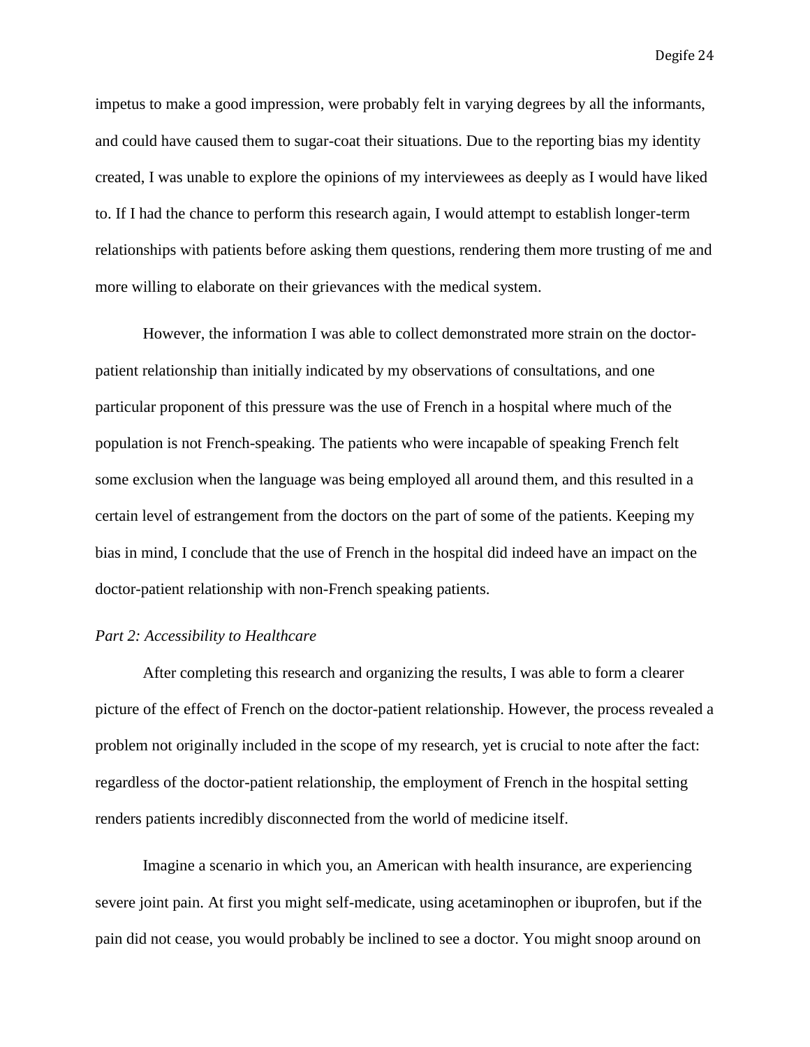impetus to make a good impression, were probably felt in varying degrees by all the informants, and could have caused them to sugar-coat their situations. Due to the reporting bias my identity created, I was unable to explore the opinions of my interviewees as deeply as I would have liked to. If I had the chance to perform this research again, I would attempt to establish longer-term relationships with patients before asking them questions, rendering them more trusting of me and more willing to elaborate on their grievances with the medical system.

However, the information I was able to collect demonstrated more strain on the doctor-patient relationship than initially indicated by my observations of consultations, and one particular proponent of this pressure was the use of French in a hospital where much of the population is not French-speaking. The patients who were incapable of speaking French felt some exclusion when the language was being employed all around them, and this resulted in a certain level of estrangement from the doctors on the part of some of the patients. Keeping my bias in mind, I conclude that the use of French in the hospital did indeed have an impact on the doctor-patient relationship with non-French speaking patients.

*Part 2: Accessibility to Healthcare*

After completing this research and organizing the results, I was able to form a clearer picture of the effect of French on the doctor-patient relationship. However, the process revealed a problem not originally included in the scope of my research, yet is crucial to note after the fact: regardless of the doctor-patient relationship, the employment of French in the hospital setting renders patients incredibly disconnected from the world of medicine itself.

Imagine a scenario in which you, an American with health insurance, are experiencing severe joint pain. At first you might self-medicate, using acetaminophen or ibuprofen, but if the pain did not cease, you would probably be inclined to see a doctor. You might snoop around on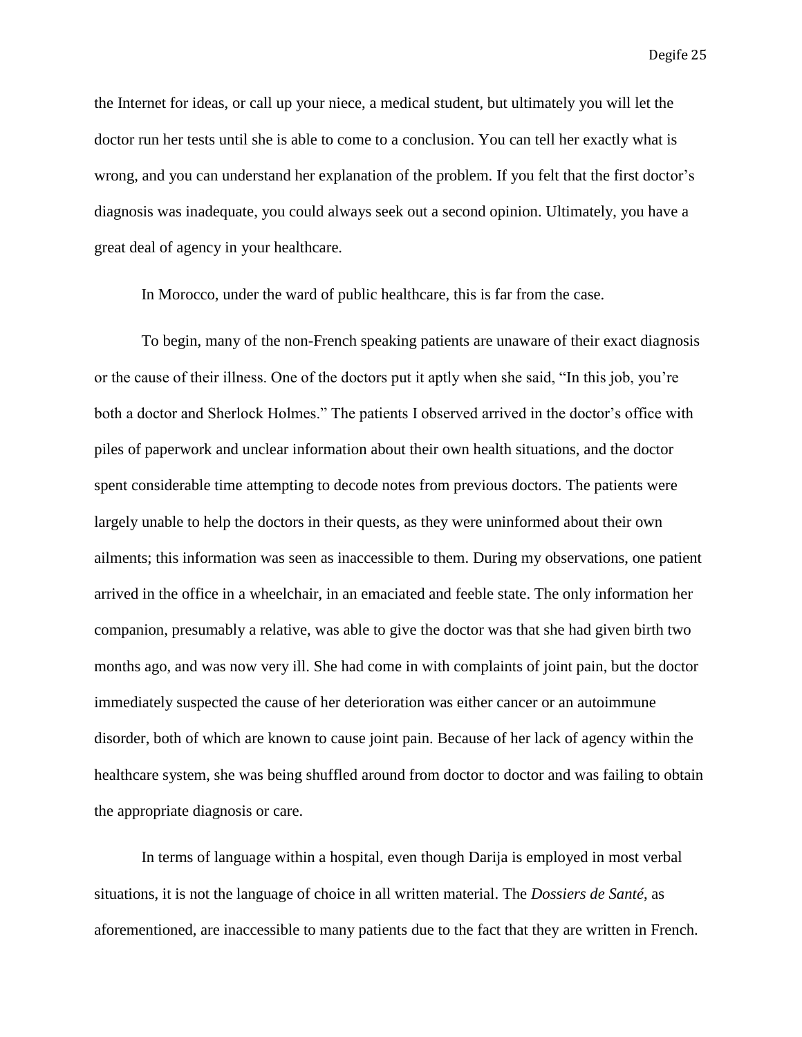the Internet for ideas, or call up your niece, a medical student, but ultimately you will let the doctor run her tests until she is able to come to a conclusion. You can tell her exactly what is wrong, and you can understand her explanation of the problem. If you felt that the first doctor's diagnosis was inadequate, you could always seek out a second opinion. Ultimately, you have a great deal of agency in your healthcare.

In Morocco, under the ward of public healthcare, this is far from the case.

To begin, many of the non-French speaking patients are unaware of their exact diagnosis or the cause of their illness. One of the doctors put it aptly when she said, "In this job, you're both a doctor and Sherlock Holmes." The patients I observed arrived in the doctor's office with piles of paperwork and unclear information about their own health situations, and the doctor spent considerable time attempting to decode notes from previous doctors. The patients were largely unable to help the doctors in their quests, as they were uninformed about their own ailments; this information was seen as inaccessible to them. During my observations, one patient arrived in the office in a wheelchair, in an emaciated and feeble state. The only information her companion, presumably a relative, was able to give the doctor was that she had given birth two months ago, and was now very ill. She had come in with complaints of joint pain, but the doctor immediately suspected the cause of her deterioration was either cancer or an autoimmune disorder, both of which are known to cause joint pain. Because of her lack of agency within the healthcare system, she was being shuffled around from doctor to doctor and was failing to obtain the appropriate diagnosis or care.

In terms of language within a hospital, even though Darija is employed in most verbal situations, it is not the language of choice in all written material. The *Dossiers de Santé*, as aforementioned, are inaccessible to many patients due to the fact that they are written in French.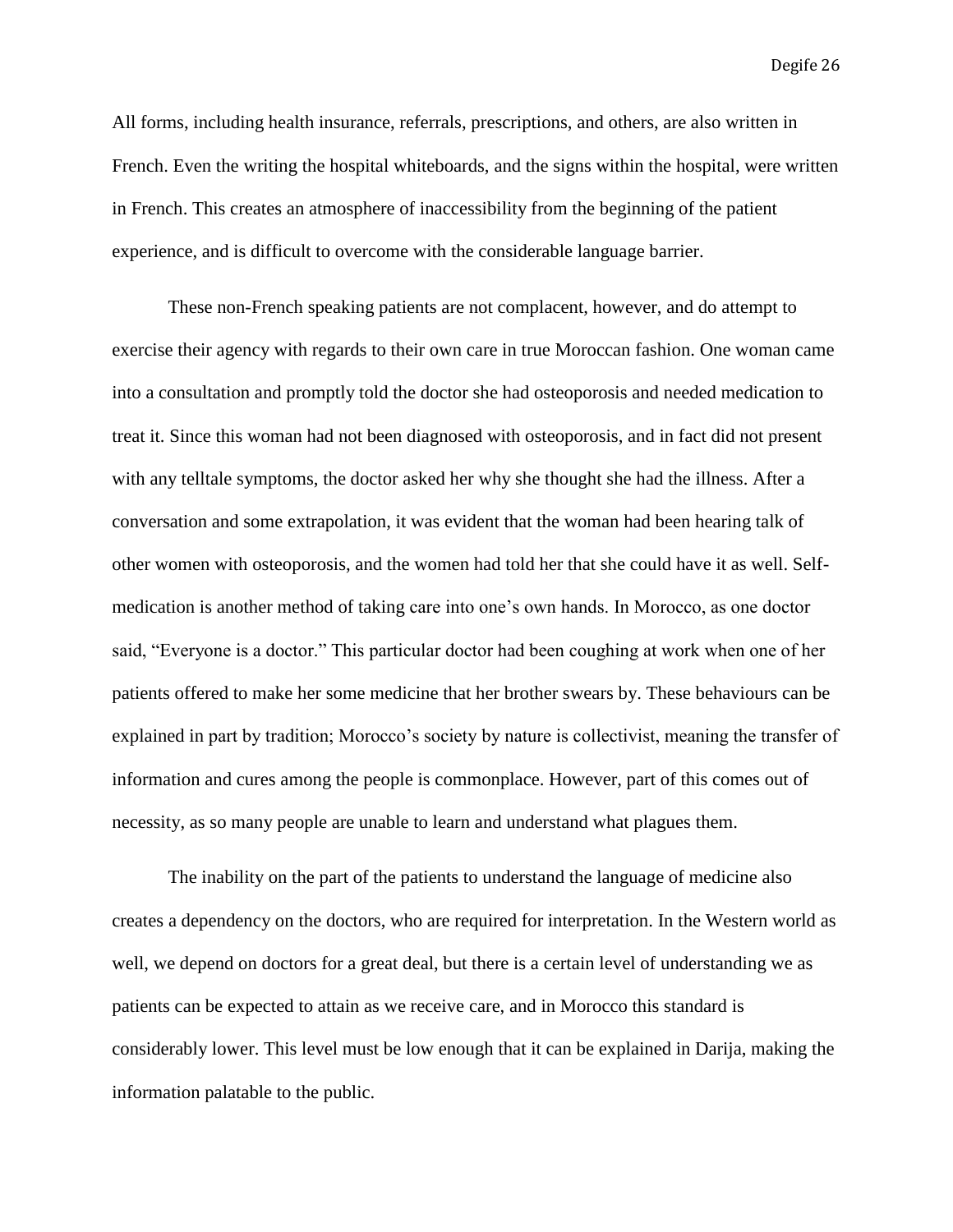All forms, including health insurance, referrals, prescriptions, and others, are also written in French. Even the writing the hospital whiteboards, and the signs within the hospital, were written in French. This creates an atmosphere of inaccessibility from the beginning of the patient experience, and is difficult to overcome with the considerable language barrier.

These non-French speaking patients are not complacent, however, and do attempt to exercise their agency with regards to their own care in true Moroccan fashion. One woman came into a consultation and promptly told the doctor she had osteoporosis and needed medication to treat it. Since this woman had not been diagnosed with osteoporosis, and in fact did not present with any telltale symptoms, the doctor asked her why she thought she had the illness. After a conversation and some extrapolation, it was evident that the woman had been hearing talk of other women with osteoporosis, and the women had told her that she could have it as well. Self-medication is another method of taking care into one's own hands. In Morocco, as one doctor said, "Everyone is a doctor." This particular doctor had been coughing at work when one of her patients offered to make her some medicine that her brother swears by. These behaviours can be explained in part by tradition; Morocco's society by nature is collectivist, meaning the transfer of information and cures among the people is commonplace. However, part of this comes out of necessity, as so many people are unable to learn and understand what plagues them.

The inability on the part of the patients to understand the language of medicine also creates a dependency on the doctors, who are required for interpretation. In the Western world as well, we depend on doctors for a great deal, but there is a certain level of understanding we as patients can be expected to attain as we receive care, and in Morocco this standard is considerably lower. This level must be low enough that it can be explained in Darija, making the information palatable to the public.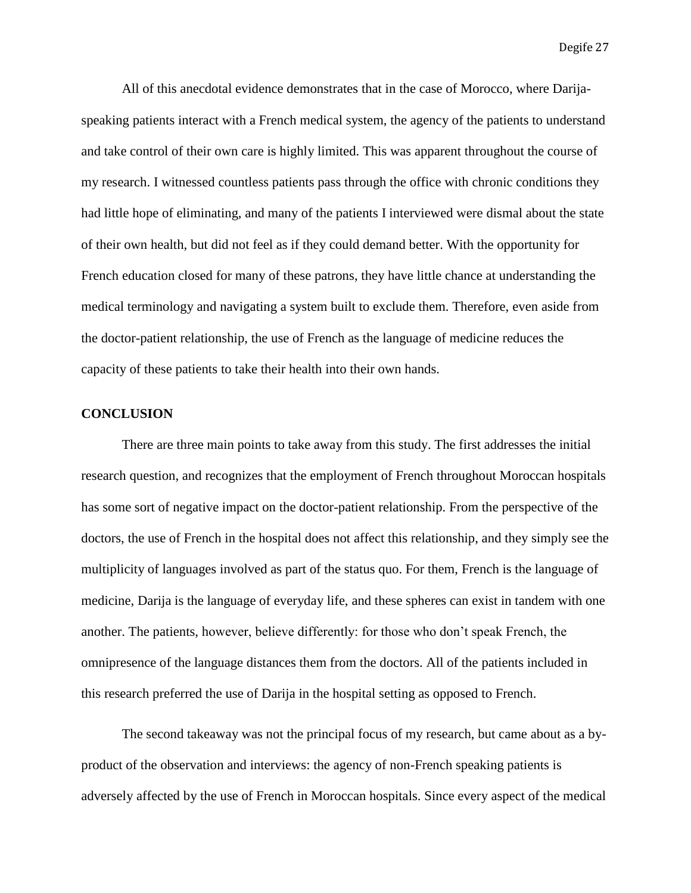All of this anecdotal evidence demonstrates that in the case of Morocco, where Darija-speaking patients interact with a French medical system, the agency of the patients to understand and take control of their own care is highly limited. This was apparent throughout the course of my research. I witnessed countless patients pass through the office with chronic conditions they had little hope of eliminating, and many of the patients I interviewed were dismal about the state of their own health, but did not feel as if they could demand better. With the opportunity for French education closed for many of these patrons, they have little chance at understanding the medical terminology and navigating a system built to exclude them. Therefore, even aside from the doctor-patient relationship, the use of French as the language of medicine reduces the capacity of these patients to take their health into their own hands.

**CONCLUSION**

There are three main points to take away from this study. The first addresses the initial research question, and recognizes that the employment of French throughout Moroccan hospitals has some sort of negative impact on the doctor-patient relationship. From the perspective of the doctors, the use of French in the hospital does not affect this relationship, and they simply see the multiplicity of languages involved as part of the status quo. For them, French is the language of medicine, Darija is the language of everyday life, and these spheres can exist in tandem with one another. The patients, however, believe differently: for those who don't speak French, the omnipresence of the language distances them from the doctors. All of the patients included in this research preferred the use of Darija in the hospital setting as opposed to French.

The second takeaway was not the principal focus of my research, but came about as a by-product of the observation and interviews: the agency of non-French speaking patients is adversely affected by the use of French in Moroccan hospitals. Since every aspect of the medical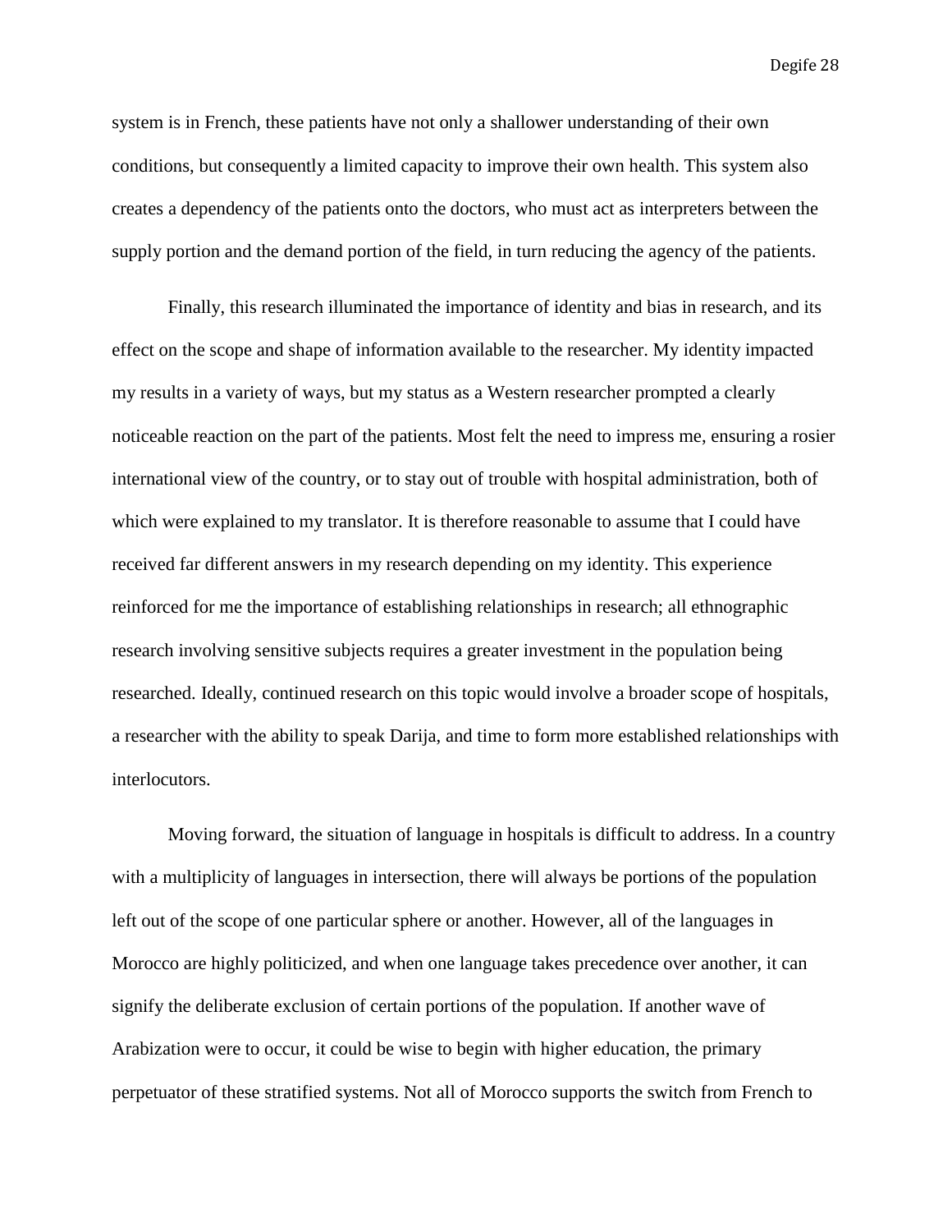system is in French, these patients have not only a shallower understanding of their own conditions, but consequently a limited capacity to improve their own health. This system also creates a dependency of the patients onto the doctors, who must act as interpreters between the supply portion and the demand portion of the field, in turn reducing the agency of the patients.

Finally, this research illuminated the importance of identity and bias in research, and its effect on the scope and shape of information available to the researcher. My identity impacted my results in a variety of ways, but my status as a Western researcher prompted a clearly noticeable reaction on the part of the patients. Most felt the need to impress me, ensuring a rosier international view of the country, or to stay out of trouble with hospital administration, both of which were explained to my translator. It is therefore reasonable to assume that I could have received far different answers in my research depending on my identity. This experience reinforced for me the importance of establishing relationships in research; all ethnographic research involving sensitive subjects requires a greater investment in the population being researched. Ideally, continued research on this topic would involve a broader scope of hospitals, a researcher with the ability to speak Darija, and time to form more established relationships with interlocutors.

Moving forward, the situation of language in hospitals is difficult to address. In a country with a multiplicity of languages in intersection, there will always be portions of the population left out of the scope of one particular sphere or another. However, all of the languages in Morocco are highly politicized, and when one language takes precedence over another, it can signify the deliberate exclusion of certain portions of the population. If another wave of Arabization were to occur, it could be wise to begin with higher education, the primary perpetuator of these stratified systems. Not all of Morocco supports the switch from French to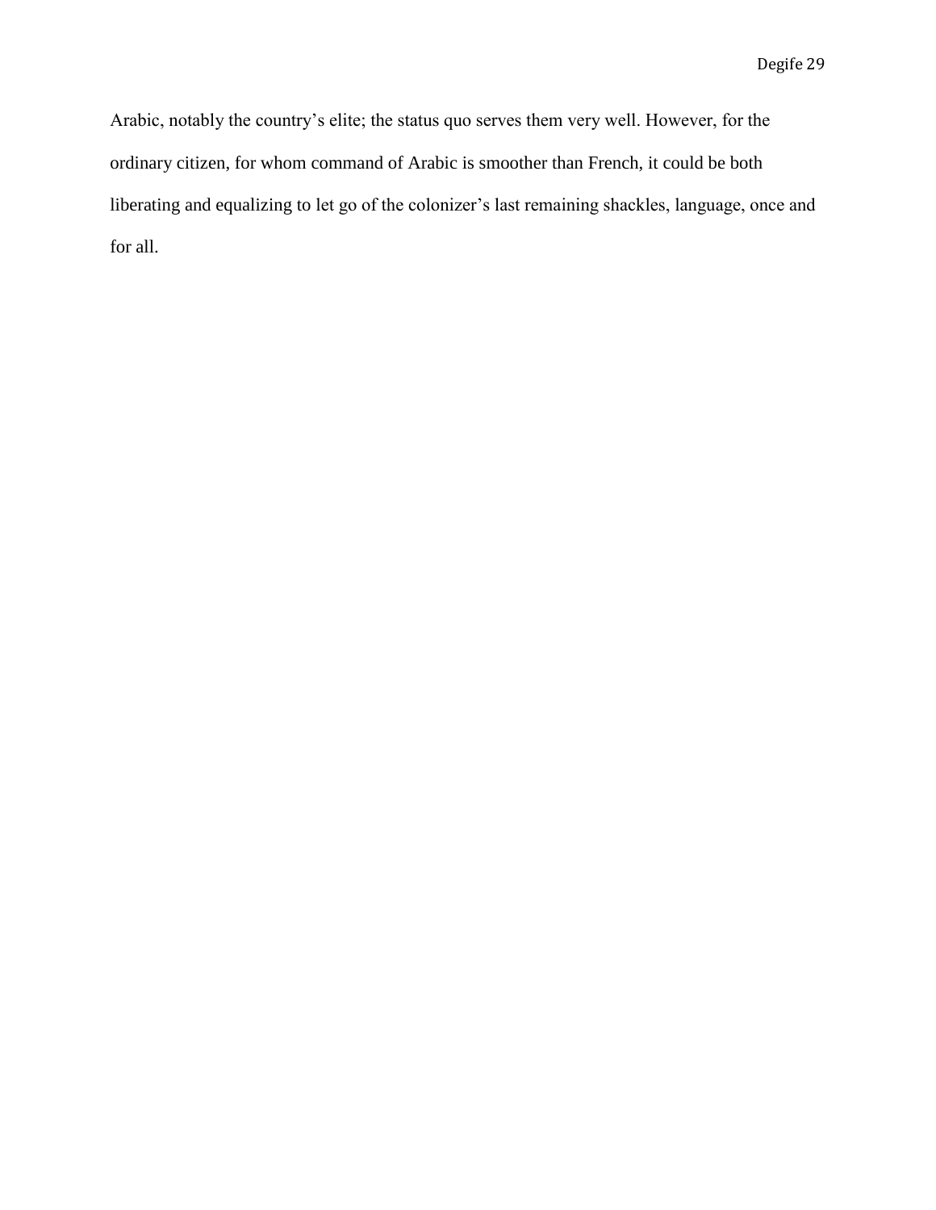Arabic, notably the country's elite; the status quo serves them very well. However, for the ordinary citizen, for whom command of Arabic is smoother than French, it could be both liberating and equalizing to let go of the colonizer's last remaining shackles, language, once and for all.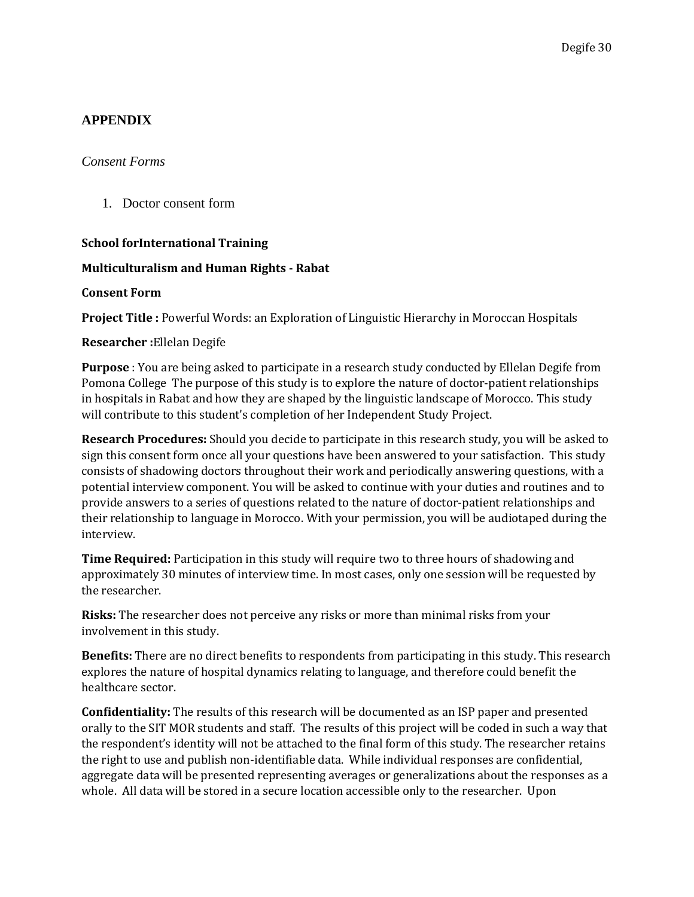## APPENDIX

*Consent Forms*

1. Doctor consent form

**School forInternational Training**

**Multiculturalism and Human Rights - Rabat**

**Consent Form**

**Project Title :** Powerful Words: an Exploration of Linguistic Hierarchy in Moroccan Hospitals

**Researcher :**Ellelan Degife

**Purpose** : You are being asked to participate in a research study conducted by Ellelan Degife from Pomona College The purpose of this study is to explore the nature of doctor-patient relationships in hospitals in Rabat and how they are shaped by the linguistic landscape of Morocco. This study will contribute to this student's completion of her Independent Study Project.

**Research Procedures:** Should you decide to participate in this research study, you will be asked to sign this consent form once all your questions have been answered to your satisfaction. This study consists of shadowing doctors throughout their work and periodically answering questions, with a potential interview component. You will be asked to continue with your duties and routines and to provide answers to a series of questions related to the nature of doctor-patient relationships and their relationship to language in Morocco. With your permission, you will be audiotaped during the interview.

**Time Required:** Participation in this study will require two to three hours of shadowing and approximately 30 minutes of interview time. In most cases, only one session will be requested by the researcher.

**Risks:** The researcher does not perceive any risks or more than minimal risks from your involvement in this study.

**Benefits:** There are no direct benefits to respondents from participating in this study. This research explores the nature of hospital dynamics relating to language, and therefore could benefit the healthcare sector.

**Confidentiality:** The results of this research will be documented as an ISP paper and presented orally to the SIT MOR students and staff. The results of this project will be coded in such a way that the respondent's identity will not be attached to the final form of this study. The researcher retains the right to use and publish non-identifiable data. While individual responses are confidential, aggregate data will be presented representing averages or generalizations about the responses as a whole. All data will be stored in a secure location accessible only to the researcher. Upon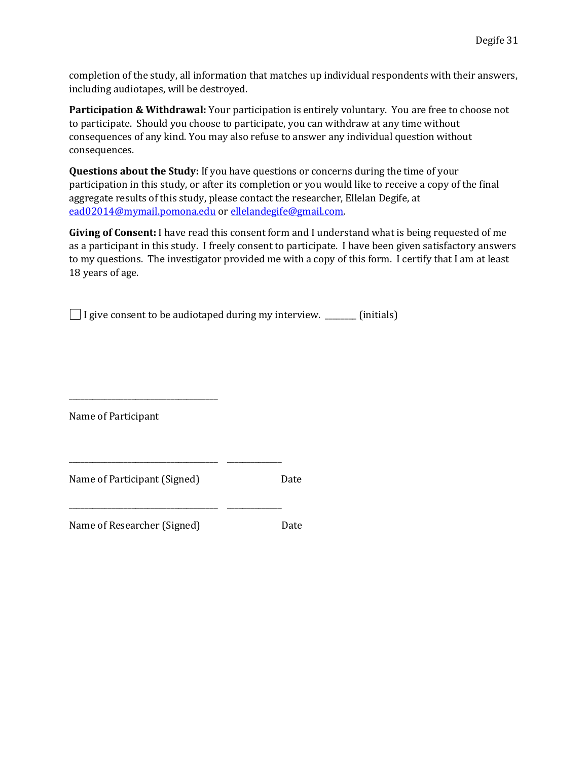completion of the study, all information that matches up individual respondents with their answers, including audiotapes, will be destroyed.

**Participation & Withdrawal:** Your participation is entirely voluntary. You are free to choose not to participate. Should you choose to participate, you can withdraw at any time without consequences of any kind. You may also refuse to answer any individual question without consequences.

**Questions about the Study:** If you have questions or concerns during the time of your participation in this study, or after its completion or you would like to receive a copy of the final aggregate results of this study, please contact the researcher, Ellelan Degife, at ead02014@mymail.pomona.edu or ellelandegife@gmail.com.

**Giving of Consent:** I have read this consent form and I understand what is being requested of me as a participant in this study. I freely consent to participate. I have been given satisfactory answers to my questions. The investigator provided me with a copy of this form. I certify that I am at least 18 years of age.

☐ I give consent to be audiotaped during my interview. _______ (initials)

___________________________________

Name of Participant

___________________________________ _____________

Name of Participant (Signed) Date

___________________________________ _____________

Name of Researcher (Signed) Date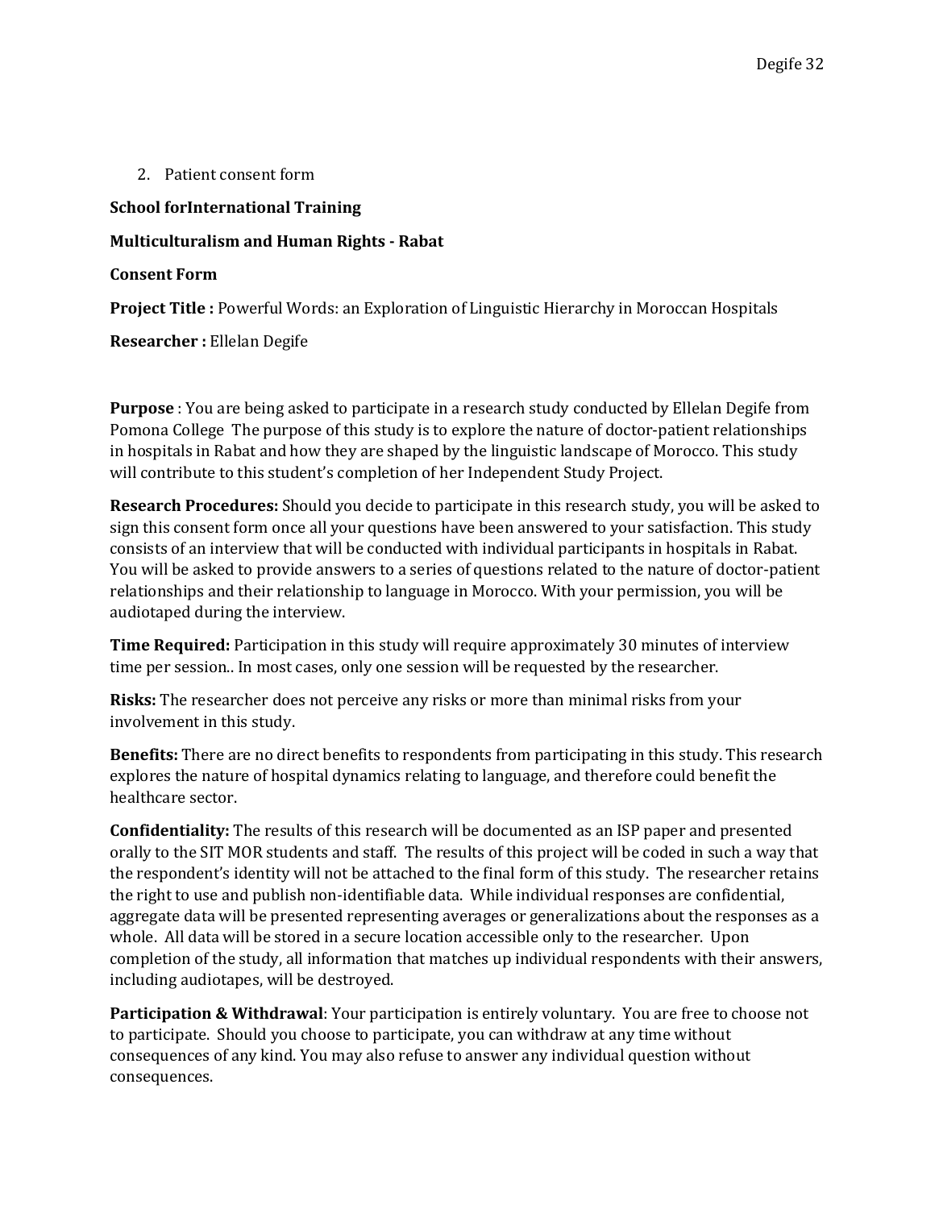2. Patient consent form

**School forInternational Training**

**Multiculturalism and Human Rights - Rabat**

**Consent Form**

**Project Title :** Powerful Words: an Exploration of Linguistic Hierarchy in Moroccan Hospitals

**Researcher :** Ellelan Degife

**Purpose** : You are being asked to participate in a research study conducted by Ellelan Degife from Pomona College The purpose of this study is to explore the nature of doctor-patient relationships in hospitals in Rabat and how they are shaped by the linguistic landscape of Morocco. This study will contribute to this student's completion of her Independent Study Project.

**Research Procedures:** Should you decide to participate in this research study, you will be asked to sign this consent form once all your questions have been answered to your satisfaction. This study consists of an interview that will be conducted with individual participants in hospitals in Rabat. You will be asked to provide answers to a series of questions related to the nature of doctor-patient relationships and their relationship to language in Morocco. With your permission, you will be audiotaped during the interview.

**Time Required:** Participation in this study will require approximately 30 minutes of interview time per session.. In most cases, only one session will be requested by the researcher.

**Risks:** The researcher does not perceive any risks or more than minimal risks from your involvement in this study.

**Benefits:** There are no direct benefits to respondents from participating in this study. This research explores the nature of hospital dynamics relating to language, and therefore could benefit the healthcare sector.

**Confidentiality:** The results of this research will be documented as an ISP paper and presented orally to the SIT MOR students and staff. The results of this project will be coded in such a way that the respondent's identity will not be attached to the final form of this study. The researcher retains the right to use and publish non-identifiable data. While individual responses are confidential, aggregate data will be presented representing averages or generalizations about the responses as a whole. All data will be stored in a secure location accessible only to the researcher. Upon completion of the study, all information that matches up individual respondents with their answers, including audiotapes, will be destroyed.

**Participation & Withdrawal**: Your participation is entirely voluntary. You are free to choose not to participate. Should you choose to participate, you can withdraw at any time without consequences of any kind. You may also refuse to answer any individual question without consequences.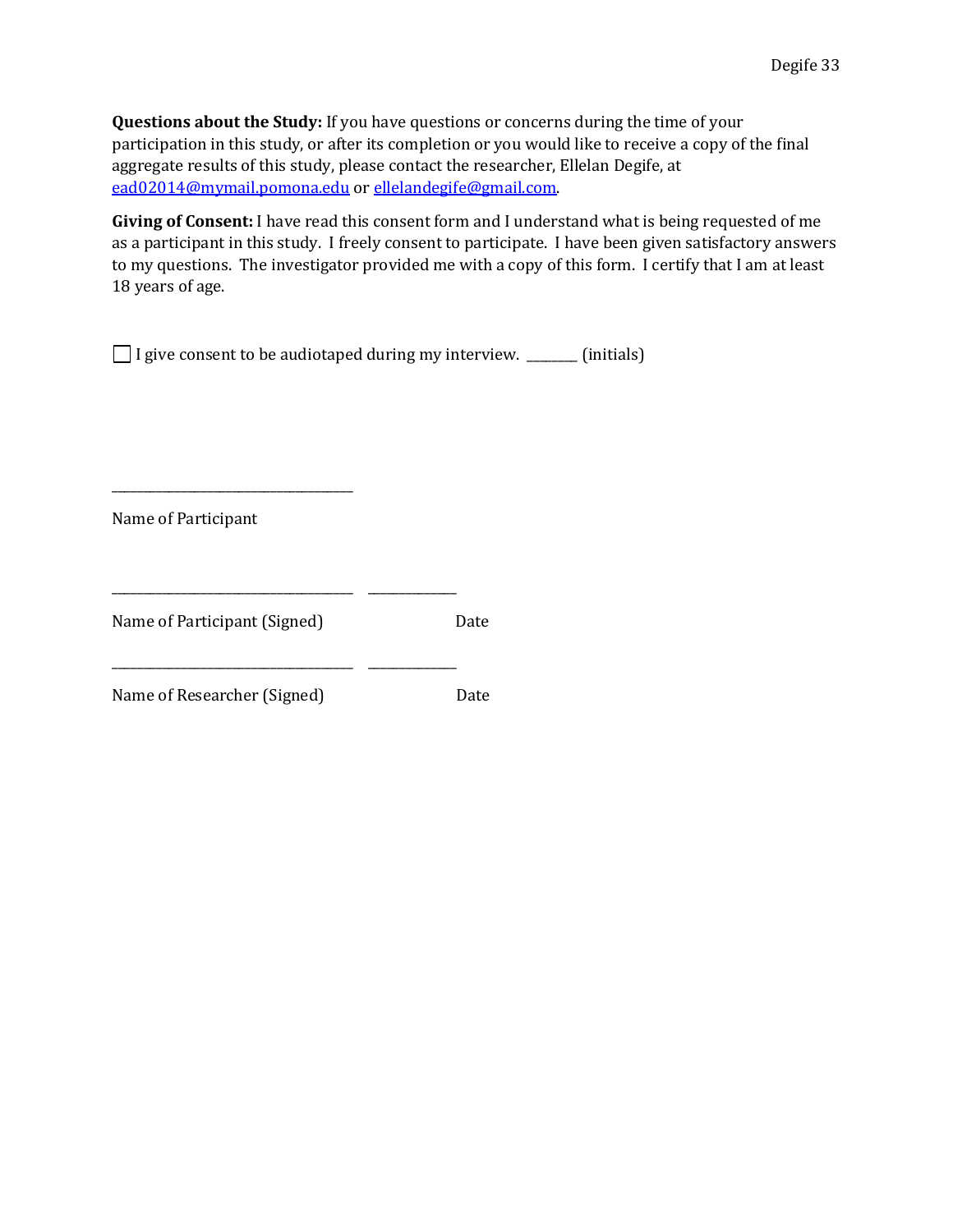**Questions about the Study:** If you have questions or concerns during the time of your participation in this study, or after its completion or you would like to receive a copy of the final aggregate results of this study, please contact the researcher, Ellelan Degife, at ead02014@mymail.pomona.edu or ellelandegife@gmail.com.

**Giving of Consent:** I have read this consent form and I understand what is being requested of me as a participant in this study. I freely consent to participate. I have been given satisfactory answers to my questions. The investigator provided me with a copy of this form. I certify that I am at least 18 years of age.

☐ I give consent to be audiotaped during my interview. ________ (initials)

____________________________________

Name of Participant

____________________________________ ______________

Name of Participant (Signed) Date

____________________________________ ______________

Name of Researcher (Signed) Date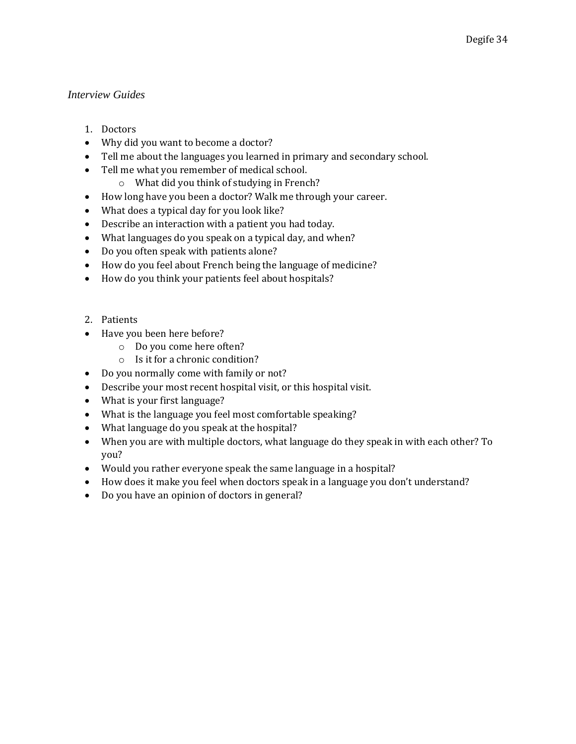*Interview Guides*

1. Doctors

- Why did you want to become a doctor?
- Tell me about the languages you learned in primary and secondary school.
- Tell me what you remember of medical school.
    - What did you think of studying in French?
- How long have you been a doctor? Walk me through your career.
- What does a typical day for you look like?
- Describe an interaction with a patient you had today.
- What languages do you speak on a typical day, and when?
- Do you often speak with patients alone?
- How do you feel about French being the language of medicine?
- How do you think your patients feel about hospitals?

2. Patients

- Have you been here before?
    - Do you come here often?
    - Is it for a chronic condition?
- Do you normally come with family or not?
- Describe your most recent hospital visit, or this hospital visit.
- What is your first language?
- What is the language you feel most comfortable speaking?
- What language do you speak at the hospital?
- When you are with multiple doctors, what language do they speak in with each other? To you?
- Would you rather everyone speak the same language in a hospital?
- How does it make you feel when doctors speak in a language you don't understand?
- Do you have an opinion of doctors in general?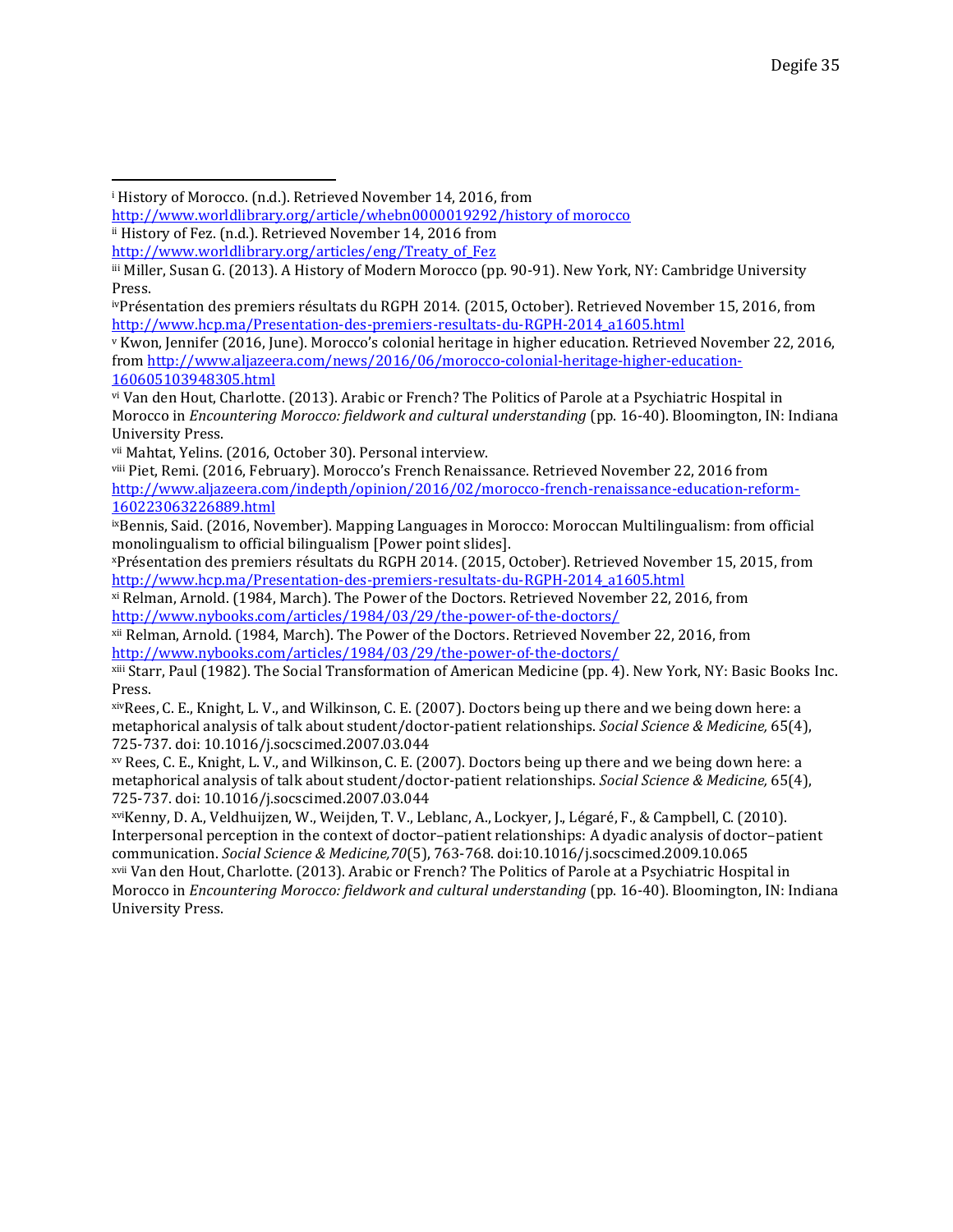[i] History of Morocco. (n.d.). Retrieved November 14, 2016, from http://www.worldlibrary.org/article/whebn0000019292/history of morocco

[ii] History of Fez. (n.d.). Retrieved November 14, 2016 from http://www.worldlibrary.org/articles/eng/Treaty_of_Fez

[iii] Miller, Susan G. (2013). A History of Modern Morocco (pp. 90-91). New York, NY: Cambridge University Press.

[iv]Présentation des premiers résultats du RGPH 2014. (2015, October). Retrieved November 15, 2016, from http://www.hcp.ma/Presentation-des-premiers-resultats-du-RGPH-2014_a1605.html

[v] Kwon, Jennifer (2016, June). Morocco's colonial heritage in higher education. Retrieved November 22, 2016, from http://www.aljazeera.com/news/2016/06/morocco-colonial-heritage-higher-education-160605103948305.html

[vi] Van den Hout, Charlotte. (2013). Arabic or French? The Politics of Parole at a Psychiatric Hospital in Morocco in *Encountering Morocco: fieldwork and cultural understanding* (pp. 16-40). Bloomington, IN: Indiana University Press.

[vii] Mahtat, Yelins. (2016, October 30). Personal interview.

[viii] Piet, Remi. (2016, February). Morocco's French Renaissance. Retrieved November 22, 2016 from http://www.aljazeera.com/indepth/opinion/2016/02/morocco-french-renaissance-education-reform-160223063226889.html

[ix]Bennis, Said. (2016, November). Mapping Languages in Morocco: Moroccan Multilingualism: from official monolingualism to official bilingualism [Power point slides].

[x]Présentation des premiers résultats du RGPH 2014. (2015, October). Retrieved November 15, 2015, from http://www.hcp.ma/Presentation-des-premiers-resultats-du-RGPH-2014_a1605.html

[xi] Relman, Arnold. (1984, March). The Power of the Doctors. Retrieved November 22, 2016, from http://www.nybooks.com/articles/1984/03/29/the-power-of-the-doctors/

[xii] Relman, Arnold. (1984, March). The Power of the Doctors. Retrieved November 22, 2016, from http://www.nybooks.com/articles/1984/03/29/the-power-of-the-doctors/

[xiii] Starr, Paul (1982). The Social Transformation of American Medicine (pp. 4). New York, NY: Basic Books Inc. Press.

[xiv]Rees, C. E., Knight, L. V., and Wilkinson, C. E. (2007). Doctors being up there and we being down here: a metaphorical analysis of talk about student/doctor-patient relationships. *Social Science & Medicine,* 65(4), 725-737. doi: 10.1016/j.socscimed.2007.03.044

[xv] Rees, C. E., Knight, L. V., and Wilkinson, C. E. (2007). Doctors being up there and we being down here: a metaphorical analysis of talk about student/doctor-patient relationships. *Social Science & Medicine,* 65(4), 725-737. doi: 10.1016/j.socscimed.2007.03.044

[xvi]Kenny, D. A., Veldhuijzen, W., Weijden, T. V., Leblanc, A., Lockyer, J., Légaré, F., & Campbell, C. (2010). Interpersonal perception in the context of doctor–patient relationships: A dyadic analysis of doctor–patient communication. *Social Science & Medicine,70*(5), 763-768. doi:10.1016/j.socscimed.2009.10.065

[xvii] Van den Hout, Charlotte. (2013). Arabic or French? The Politics of Parole at a Psychiatric Hospital in Morocco in *Encountering Morocco: fieldwork and cultural understanding* (pp. 16-40). Bloomington, IN: Indiana University Press.